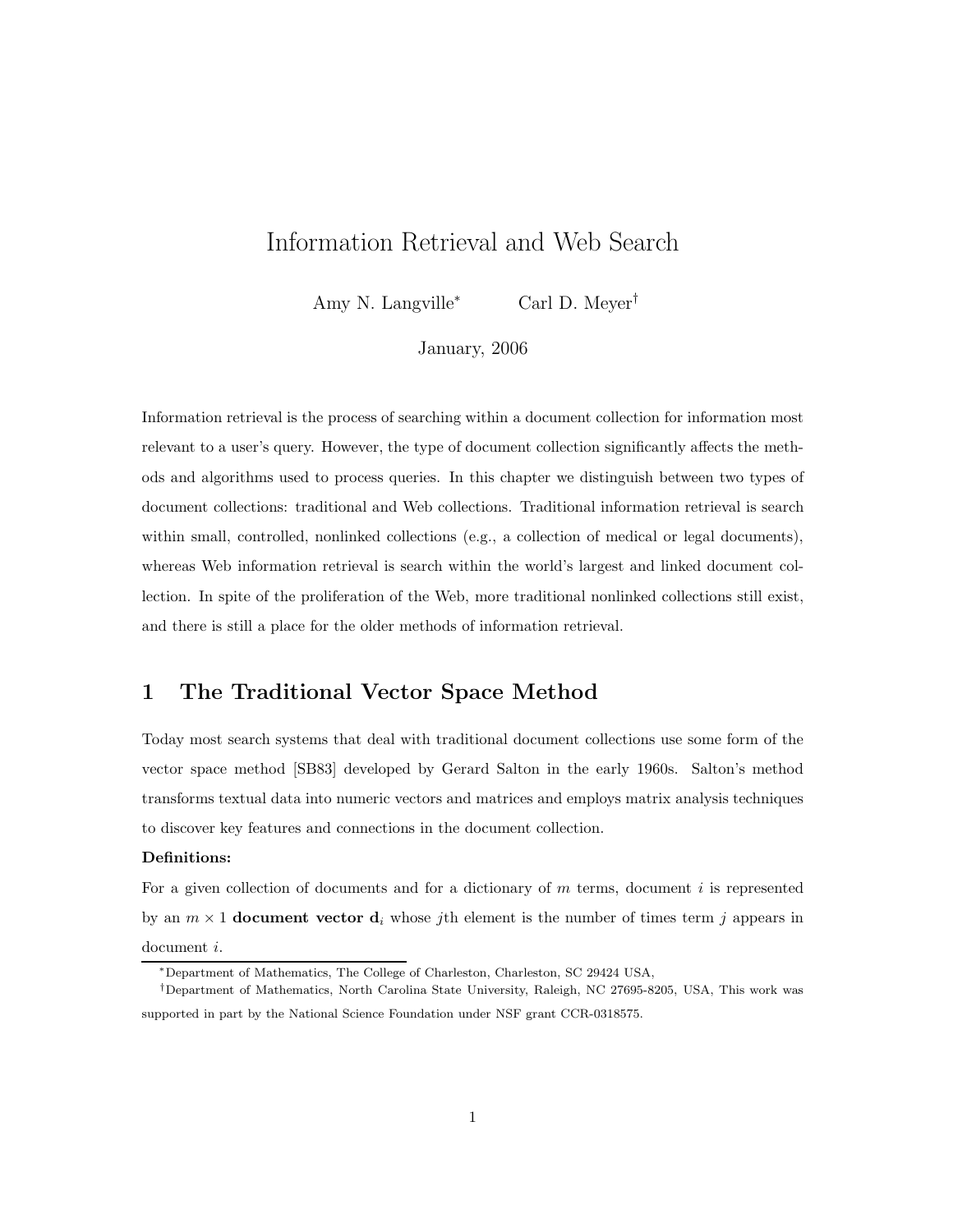# Information Retrieval and Web Search

Amy N. Langville* Carl D. Meyer†

January, 2006

Information retrieval is the process of searching within a document collection for information most relevant to a user's query. However, the type of document collection significantly affects the methods and algorithms used to process queries. In this chapter we distinguish between two types of document collections: traditional and Web collections. Traditional information retrieval is search within small, controlled, nonlinked collections (e.g., a collection of medical or legal documents), whereas Web information retrieval is search within the world's largest and linked document collection. In spite of the proliferation of the Web, more traditional nonlinked collections still exist, and there is still a place for the older methods of information retrieval.

## 1 The Traditional Vector Space Method

Today most search systems that deal with traditional document collections use some form of the vector space method [SB83] developed by Gerard Salton in the early 1960s. Salton's method transforms textual data into numeric vectors and matrices and employs matrix analysis techniques to discover key features and connections in the document collection.

**Definitions:**

For a given collection of documents and for a dictionary of $m$ terms, document $i$ is represented by an $m \times 1$ **document vector** $\mathbf{d}_i$ whose $j$th element is the number of times term $j$ appears in document $i$.

---

*Department of Mathematics, The College of Charleston, Charleston, SC 29424 USA,

†Department of Mathematics, North Carolina State University, Raleigh, NC 27695-8205, USA, This work was supported in part by the National Science Foundation under NSF grant CCR-0318575.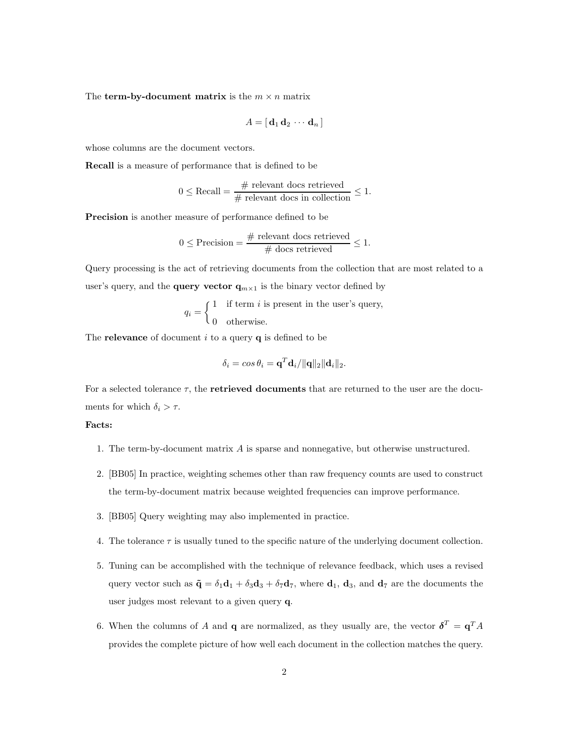The **term-by-document matrix** is the $m \times n$ matrix

$$A = [\, \mathbf{d}_1 \, \mathbf{d}_2 \, \cdots \, \mathbf{d}_n \,]$$

whose columns are the document vectors.

**Recall** is a measure of performance that is defined to be

$$0 \leq \text{Recall} = \frac{\#\text{ relevant docs retrieved}}{\#\text{ relevant docs in collection}} \leq 1.$$

**Precision** is another measure of performance defined to be

$$0 \leq \text{Precision} = \frac{\#\text{ relevant docs retrieved}}{\#\text{ docs retrieved}} \leq 1.$$

Query processing is the act of retrieving documents from the collection that are most related to a user's query, and the **query vector** $\mathbf{q}_{m\times 1}$ is the binary vector defined by

$$q_i = \begin{cases} 1 & \text{if term } i \text{ is present in the user's query,} \\ 0 & \text{otherwise.} \end{cases}$$

The **relevance** of document $i$ to a query $\mathbf{q}$ is defined to be

$$\delta_i = cos\, \theta_i = \mathbf{q}^T \mathbf{d}_i / \|\mathbf{q}\|_2 \|\mathbf{d}_i\|_2.$$

For a selected tolerance $\tau$, the **retrieved documents** that are returned to the user are the documents for which $\delta_i > \tau$.

**Facts:**

1. The term-by-document matrix $A$ is sparse and nonnegative, but otherwise unstructured.
2. [BB05] In practice, weighting schemes other than raw frequency counts are used to construct the term-by-document matrix because weighted frequencies can improve performance.
3. [BB05] Query weighting may also implemented in practice.
4. The tolerance $\tau$ is usually tuned to the specific nature of the underlying document collection.
5. Tuning can be accomplished with the technique of relevance feedback, which uses a revised query vector such as $\tilde{\mathbf{q}} = \delta_1 \mathbf{d}_1 + \delta_3 \mathbf{d}_3 + \delta_7 \mathbf{d}_7$, where $\mathbf{d}_1$, $\mathbf{d}_3$, and $\mathbf{d}_7$ are the documents the user judges most relevant to a given query $\mathbf{q}$.
6. When the columns of $A$ and $\mathbf{q}$ are normalized, as they usually are, the vector $\boldsymbol{\delta}^T = \mathbf{q}^T A$ provides the complete picture of how well each document in the collection matches the query.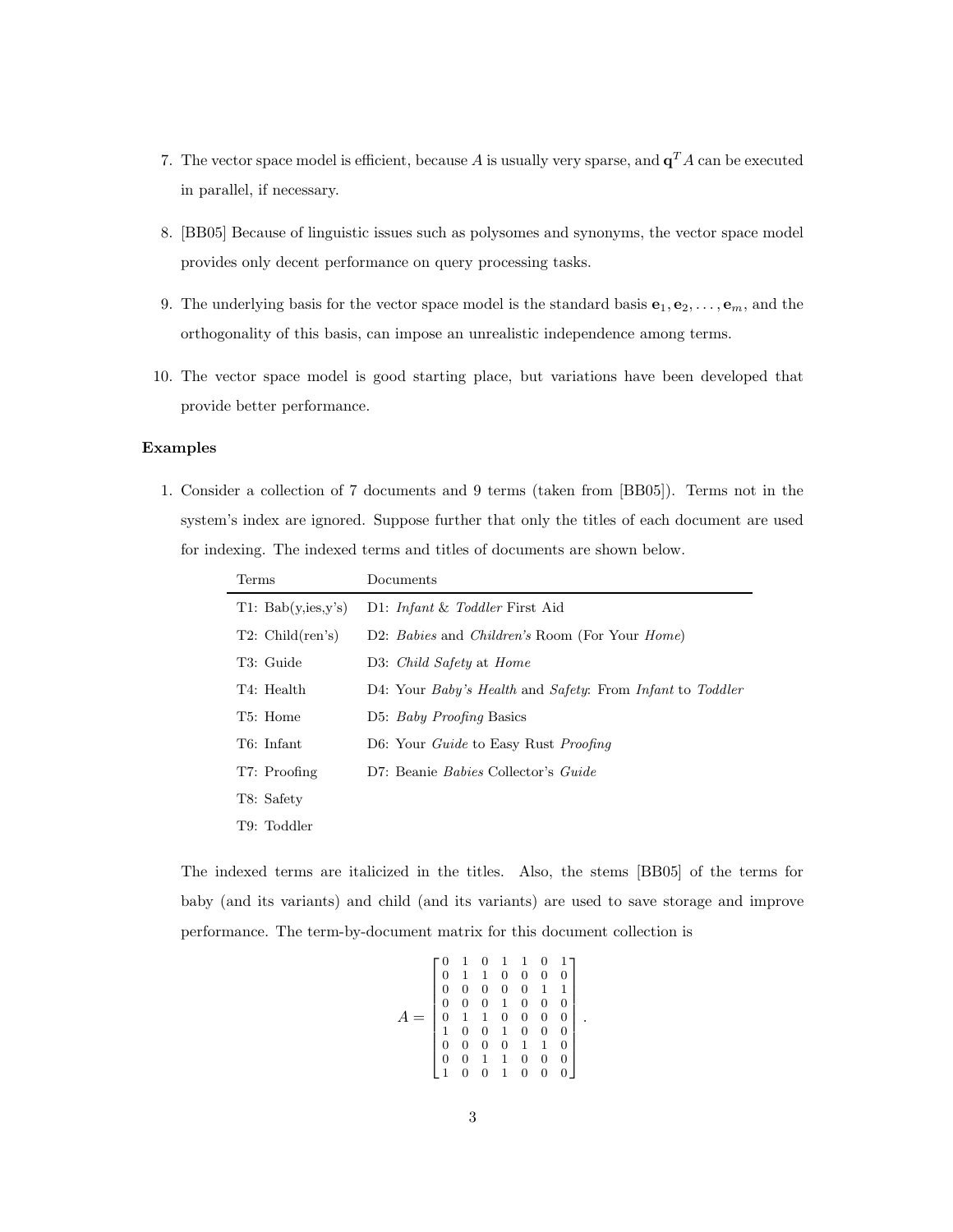7. The vector space model is efficient, because $A$ is usually very sparse, and $\mathbf{q}^T A$ can be executed in parallel, if necessary.

8. [BB05] Because of linguistic issues such as polysomes and synonyms, the vector space model provides only decent performance on query processing tasks.

9. The underlying basis for the vector space model is the standard basis $\mathbf{e}_1, \mathbf{e}_2, \ldots, \mathbf{e}_m$, and the orthogonality of this basis, can impose an unrealistic independence among terms.

10. The vector space model is good starting place, but variations have been developed that provide better performance.

**Examples**

1. Consider a collection of 7 documents and 9 terms (taken from [BB05]). Terms not in the system's index are ignored. Suppose further that only the titles of each document are used for indexing. The indexed terms and titles of documents are shown below.

| Terms | Documents |
|---|---|
| T1: Bab(y,ies,y's) | D1: *Infant* & *Toddler* First Aid |
| T2: Child(ren's) | D2: *Babies* and *Children's* Room (For Your *Home*) |
| T3: Guide | D3: *Child Safety* at *Home* |
| T4: Health | D4: Your *Baby's Health* and *Safety*: From *Infant* to *Toddler* |
| T5: Home | D5: *Baby Proofing* Basics |
| T6: Infant | D6: Your *Guide* to Easy Rust *Proofing* |
| T7: Proofing | D7: Beanie *Babies* Collector's *Guide* |
| T8: Safety | |
| T9: Toddler | |

The indexed terms are italicized in the titles. Also, the stems [BB05] of the terms for baby (and its variants) and child (and its variants) are used to save storage and improve performance. The term-by-document matrix for this document collection is

$$A = \begin{bmatrix} 0 & 1 & 0 & 1 & 1 & 0 & 1 \\ 0 & 1 & 1 & 0 & 0 & 0 & 0 \\ 0 & 0 & 0 & 0 & 0 & 1 & 1 \\ 0 & 0 & 0 & 1 & 0 & 0 & 0 \\ 0 & 1 & 1 & 0 & 0 & 0 & 0 \\ 1 & 0 & 0 & 1 & 0 & 0 & 0 \\ 0 & 0 & 0 & 0 & 1 & 1 & 0 \\ 0 & 0 & 1 & 1 & 0 & 0 & 0 \\ 1 & 0 & 0 & 1 & 0 & 0 & 0 \end{bmatrix}.$$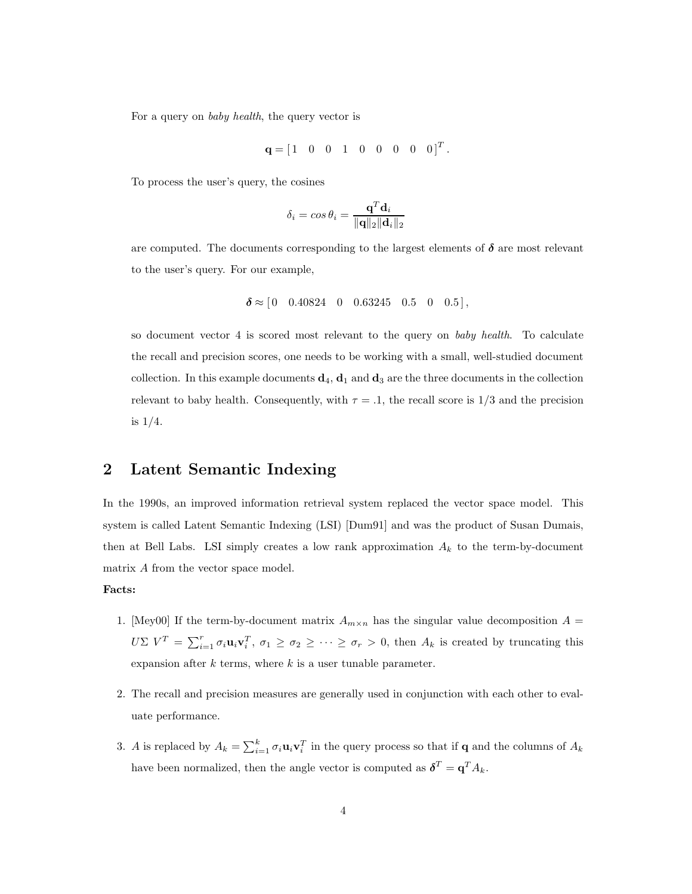For a query on *baby health*, the query vector is

$$\mathbf{q} = [\,1 \quad 0 \quad 0 \quad 1 \quad 0 \quad 0 \quad 0 \quad 0 \quad 0\,]^T.$$

To process the user's query, the cosines

$$\delta_i = cos\,\theta_i = \frac{\mathbf{q}^T \mathbf{d}_i}{\|\mathbf{q}\|_2 \|\mathbf{d}_i\|_2}$$

are computed. The documents corresponding to the largest elements of $\boldsymbol{\delta}$ are most relevant to the user's query. For our example,

$$\boldsymbol{\delta} \approx [\,0 \quad 0.40824 \quad 0 \quad 0.63245 \quad 0.5 \quad 0 \quad 0.5\,],$$

so document vector 4 is scored most relevant to the query on *baby health*. To calculate the recall and precision scores, one needs to be working with a small, well-studied document collection. In this example documents $\mathbf{d}_4$, $\mathbf{d}_1$ and $\mathbf{d}_3$ are the three documents in the collection relevant to baby health. Consequently, with $\tau = .1$, the recall score is 1/3 and the precision is 1/4.

## 2 Latent Semantic Indexing

In the 1990s, an improved information retrieval system replaced the vector space model. This system is called Latent Semantic Indexing (LSI) [Dum91] and was the product of Susan Dumais, then at Bell Labs. LSI simply creates a low rank approximation $A_k$ to the term-by-document matrix $A$ from the vector space model.

**Facts:**

1. [Mey00] If the term-by-document matrix $A_{m\times n}$ has the singular value decomposition $A = U\Sigma\ V^T = \sum_{i=1}^{r} \sigma_i \mathbf{u}_i \mathbf{v}_i^T$, $\sigma_1 \geq \sigma_2 \geq \cdots \geq \sigma_r > 0$, then $A_k$ is created by truncating this expansion after $k$ terms, where $k$ is a user tunable parameter.

2. The recall and precision measures are generally used in conjunction with each other to evaluate performance.

3. $A$ is replaced by $A_k = \sum_{i=1}^{k} \sigma_i \mathbf{u}_i \mathbf{v}_i^T$ in the query process so that if $\mathbf{q}$ and the columns of $A_k$ have been normalized, then the angle vector is computed as $\boldsymbol{\delta}^T = \mathbf{q}^T A_k$.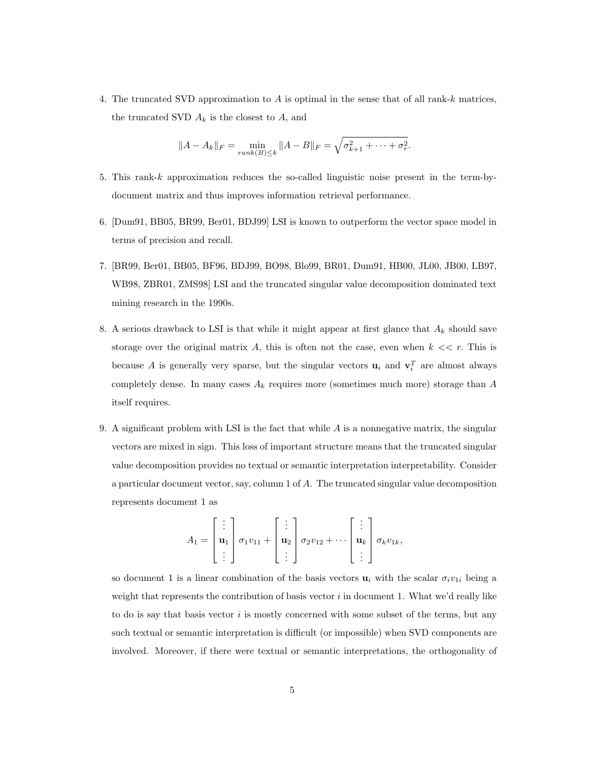4. The truncated SVD approximation to $A$ is optimal in the sense that of all rank-$k$ matrices, the truncated SVD $A_k$ is the closest to $A$, and

$$\|A - A_k\|_F = \min_{rank(B) \leq k} \|A - B\|_F = \sqrt{\sigma_{k+1}^2 + \cdots + \sigma_r^2}.$$

5. This rank-$k$ approximation reduces the so-called linguistic noise present in the term-by-document matrix and thus improves information retrieval performance.

6. [Dum91, BB05, BR99, Ber01, BDJ99] LSI is known to outperform the vector space model in terms of precision and recall.

7. [BR99, Ber01, BB05, BF96, BDJ99, BO98, Blo99, BR01, Dum91, HB00, JL00, JB00, LB97, WB98, ZBR01, ZMS98] LSI and the truncated singular value decomposition dominated text mining research in the 1990s.

8. A serious drawback to LSI is that while it might appear at first glance that $A_k$ should save storage over the original matrix $A$, this is often not the case, even when $k << r$. This is because $A$ is generally very sparse, but the singular vectors $\mathbf{u}_i$ and $\mathbf{v}_i^T$ are almost always completely dense. In many cases $A_k$ requires more (sometimes much more) storage than $A$ itself requires.

9. A significant problem with LSI is the fact that while $A$ is a nonnegative matrix, the singular vectors are mixed in sign. This loss of important structure means that the truncated singular value decomposition provides no textual or semantic interpretation interpretability. Consider a particular document vector, say, column 1 of $A$. The truncated singular value decomposition represents document 1 as

$$A_1 = \begin{bmatrix} \vdots \\ \mathbf{u}_1 \\ \vdots \end{bmatrix} \sigma_1 v_{11} + \begin{bmatrix} \vdots \\ \mathbf{u}_2 \\ \vdots \end{bmatrix} \sigma_2 v_{12} + \cdots \begin{bmatrix} \vdots \\ \mathbf{u}_k \\ \vdots \end{bmatrix} \sigma_k v_{1k},$$

so document 1 is a linear combination of the basis vectors $\mathbf{u}_i$ with the scalar $\sigma_i v_{1i}$ being a weight that represents the contribution of basis vector $i$ in document 1. What we'd really like to do is say that basis vector $i$ is mostly concerned with some subset of the terms, but any such textual or semantic interpretation is difficult (or impossible) when SVD components are involved. Moreover, if there were textual or semantic interpretations, the orthogonality of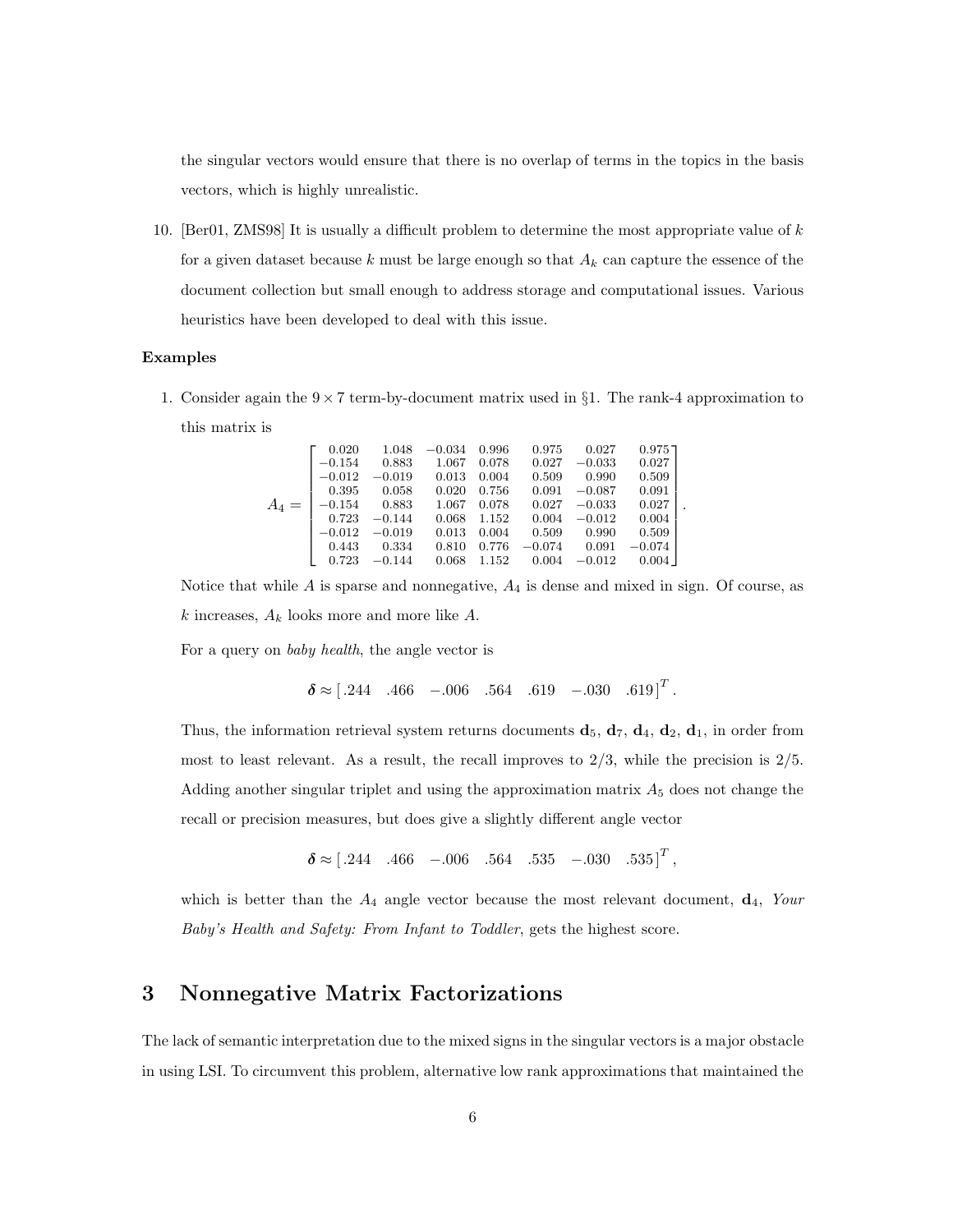the singular vectors would ensure that there is no overlap of terms in the topics in the basis vectors, which is highly unrealistic.

10. [Ber01, ZMS98] It is usually a difficult problem to determine the most appropriate value of $k$ for a given dataset because $k$ must be large enough so that $A_k$ can capture the essence of the document collection but small enough to address storage and computational issues. Various heuristics have been developed to deal with this issue.

**Examples**

1. Consider again the $9 \times 7$ term-by-document matrix used in §1. The rank-4 approximation to this matrix is

$$A_4 = \begin{bmatrix} 0.020 & 1.048 & -0.034 & 0.996 & 0.975 & 0.027 & 0.975 \\ -0.154 & 0.883 & 1.067 & 0.078 & 0.027 & -0.033 & 0.027 \\ -0.012 & -0.019 & 0.013 & 0.004 & 0.509 & 0.990 & 0.509 \\ 0.395 & 0.058 & 0.020 & 0.756 & 0.091 & -0.087 & 0.091 \\ -0.154 & 0.883 & 1.067 & 0.078 & 0.027 & -0.033 & 0.027 \\ 0.723 & -0.144 & 0.068 & 1.152 & 0.004 & -0.012 & 0.004 \\ -0.012 & -0.019 & 0.013 & 0.004 & 0.509 & 0.990 & 0.509 \\ 0.443 & 0.334 & 0.810 & 0.776 & -0.074 & 0.091 & -0.074 \\ 0.723 & -0.144 & 0.068 & 1.152 & 0.004 & -0.012 & 0.004 \end{bmatrix}.$$

Notice that while $A$ is sparse and nonnegative, $A_4$ is dense and mixed in sign. Of course, as $k$ increases, $A_k$ looks more and more like $A$.

For a query on *baby health*, the angle vector is

$$\boldsymbol{\delta} \approx [\,.244 \quad .466 \quad -.006 \quad .564 \quad .619 \quad -.030 \quad .619\,]^T.$$

Thus, the information retrieval system returns documents $\mathbf{d}_5$, $\mathbf{d}_7$, $\mathbf{d}_4$, $\mathbf{d}_2$, $\mathbf{d}_1$, in order from most to least relevant. As a result, the recall improves to 2/3, while the precision is 2/5. Adding another singular triplet and using the approximation matrix $A_5$ does not change the recall or precision measures, but does give a slightly different angle vector

$$\boldsymbol{\delta} \approx [\,.244 \quad .466 \quad -.006 \quad .564 \quad .535 \quad -.030 \quad .535\,]^T,$$

which is better than the $A_4$ angle vector because the most relevant document, $\mathbf{d}_4$, *Your Baby's Health and Safety: From Infant to Toddler*, gets the highest score.

## 3 Nonnegative Matrix Factorizations

The lack of semantic interpretation due to the mixed signs in the singular vectors is a major obstacle in using LSI. To circumvent this problem, alternative low rank approximations that maintained the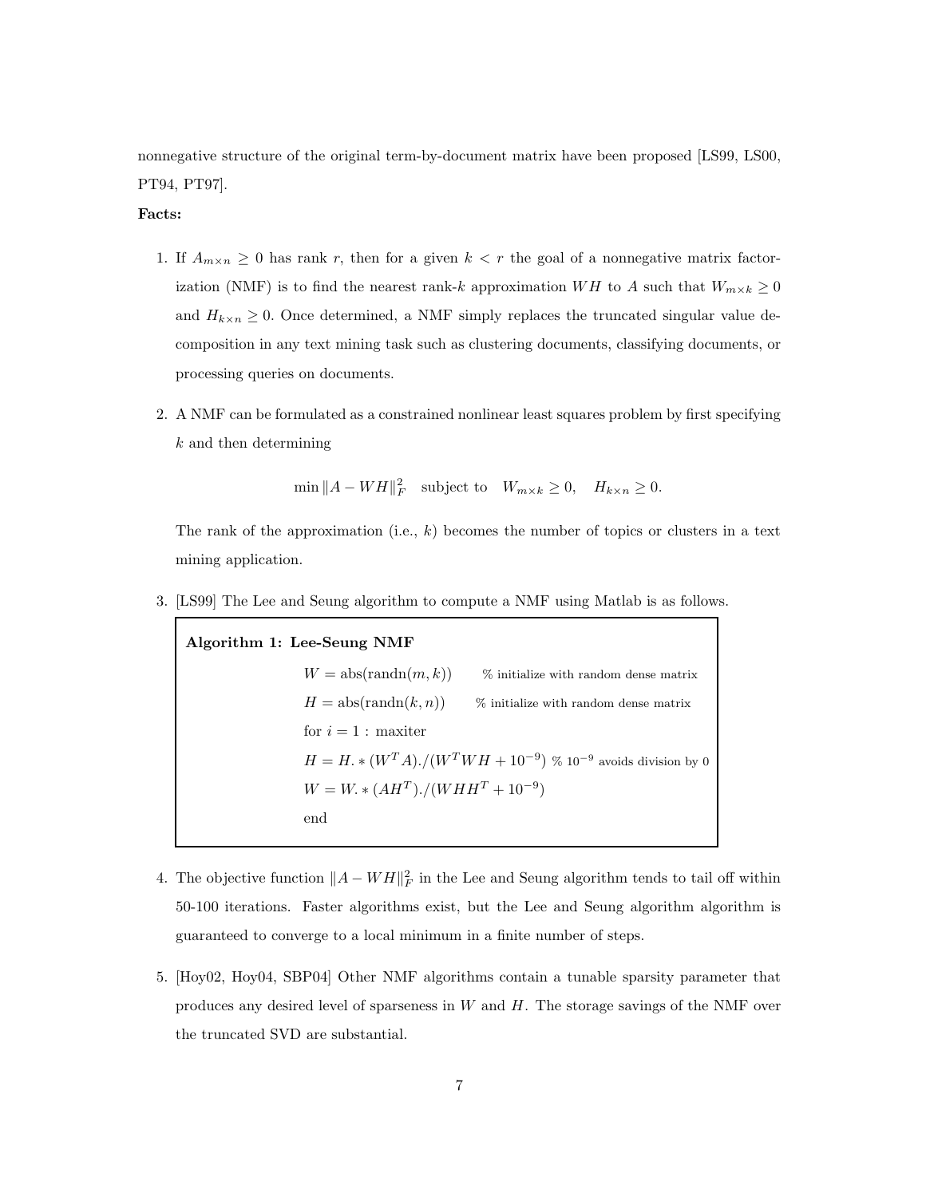nonnegative structure of the original term-by-document matrix have been proposed [LS99, LS00, PT94, PT97].

**Facts:**

1. If $A_{m\times n} \geq 0$ has rank $r$, then for a given $k < r$ the goal of a nonnegative matrix factorization (NMF) is to find the nearest rank-$k$ approximation $WH$ to $A$ such that $W_{m\times k} \geq 0$ and $H_{k\times n} \geq 0$. Once determined, a NMF simply replaces the truncated singular value decomposition in any text mining task such as clustering documents, classifying documents, or processing queries on documents.

2. A NMF can be formulated as a constrained nonlinear least squares problem by first specifying $k$ and then determining

$$\min \|A - WH\|_F^2 \quad \text{subject to} \quad W_{m\times k} \geq 0, \quad H_{k\times n} \geq 0.$$

   The rank of the approximation (i.e., $k$) becomes the number of topics or clusters in a text mining application.

3. [LS99] The Lee and Seung algorithm to compute a NMF using Matlab is as follows.

**Algorithm 1: Lee-Seung NMF**

```
W = abs(randn(m,k))     % initialize with random dense matrix
H = abs(randn(k,n))     % initialize with random dense matrix
for i = 1 : maxiter
H = H.*(W^T A)./(W^T WH + 10^-9)  % 10^-9 avoids division by 0
W = W.*(AH^T)./(WHH^T + 10^-9)
end
```

4. The objective function $\|A - WH\|_F^2$ in the Lee and Seung algorithm tends to tail off within 50-100 iterations. Faster algorithms exist, but the Lee and Seung algorithm algorithm is guaranteed to converge to a local minimum in a finite number of steps.

5. [Hoy02, Hoy04, SBP04] Other NMF algorithms contain a tunable sparsity parameter that produces any desired level of sparseness in $W$ and $H$. The storage savings of the NMF over the truncated SVD are substantial.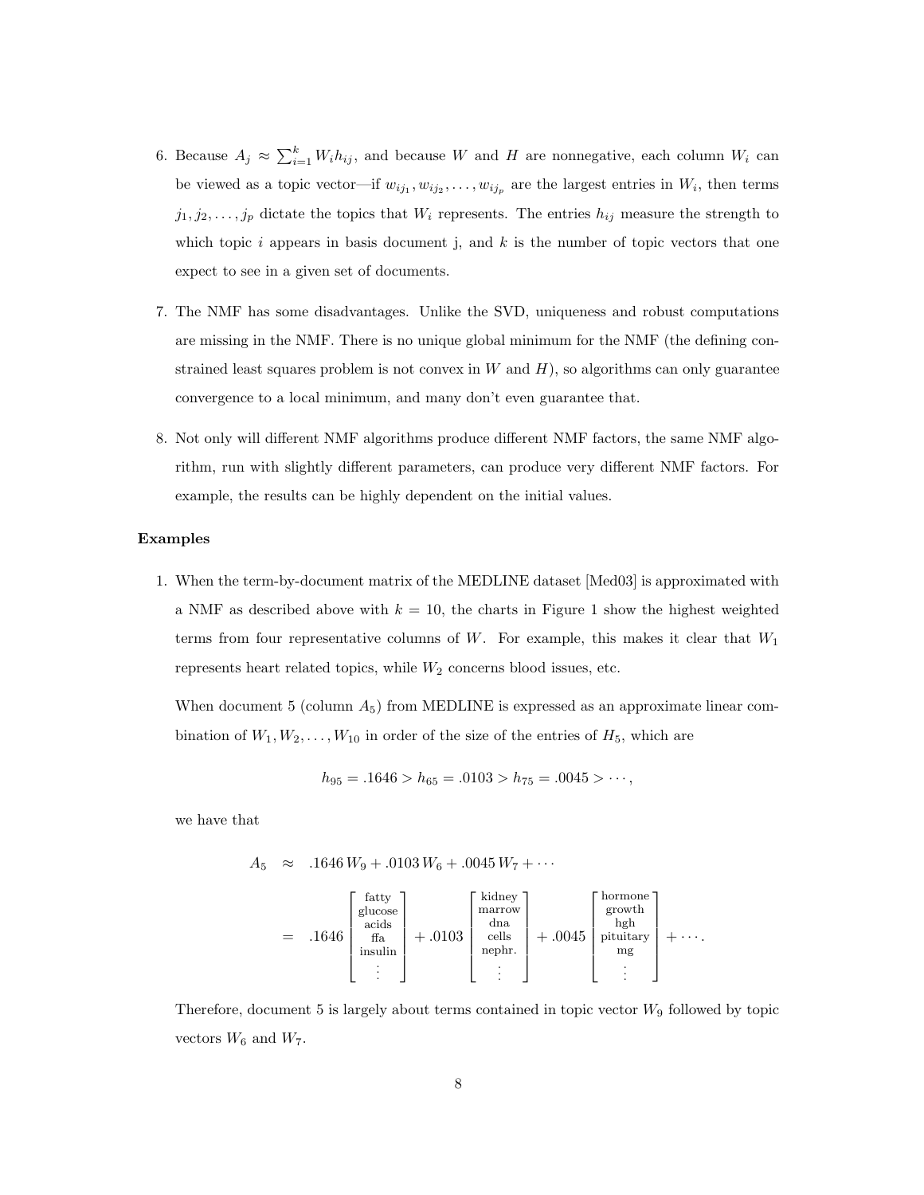6. Because $A_j \approx \sum_{i=1}^{k} W_i h_{ij}$, and because $W$ and $H$ are nonnegative, each column $W_i$ can be viewed as a topic vector—if $w_{ij_1}, w_{ij_2}, \ldots, w_{ij_p}$ are the largest entries in $W_i$, then terms $j_1, j_2, \ldots, j_p$ dictate the topics that $W_i$ represents. The entries $h_{ij}$ measure the strength to which topic $i$ appears in basis document j, and $k$ is the number of topic vectors that one expect to see in a given set of documents.

7. The NMF has some disadvantages. Unlike the SVD, uniqueness and robust computations are missing in the NMF. There is no unique global minimum for the NMF (the defining constrained least squares problem is not convex in $W$ and $H$), so algorithms can only guarantee convergence to a local minimum, and many don't even guarantee that.

8. Not only will different NMF algorithms produce different NMF factors, the same NMF algorithm, run with slightly different parameters, can produce very different NMF factors. For example, the results can be highly dependent on the initial values.

**Examples**

1. When the term-by-document matrix of the MEDLINE dataset [Med03] is approximated with a NMF as described above with $k = 10$, the charts in Figure 1 show the highest weighted terms from four representative columns of $W$. For example, this makes it clear that $W_1$ represents heart related topics, while $W_2$ concerns blood issues, etc.

   When document 5 (column $A_5$) from MEDLINE is expressed as an approximate linear combination of $W_1, W_2, \ldots, W_{10}$ in order of the size of the entries of $H_5$, which are

   $$h_{95} = .1646 > h_{65} = .0103 > h_{75} = .0045 > \cdots,$$

   we have that

   $$\begin{aligned} A_5 &\approx .1646\, W_9 + .0103\, W_6 + .0045\, W_7 + \cdots \\ &= .1646 \begin{bmatrix} \text{fatty} \\ \text{glucose} \\ \text{acids} \\ \text{ffa} \\ \text{insulin} \\ \vdots \end{bmatrix} + .0103 \begin{bmatrix} \text{kidney} \\ \text{marrow} \\ \text{dna} \\ \text{cells} \\ \text{nephr.} \\ \vdots \end{bmatrix} + .0045 \begin{bmatrix} \text{hormone} \\ \text{growth} \\ \text{hgh} \\ \text{pituitary} \\ \text{mg} \\ \vdots \end{bmatrix} + \cdots. \end{aligned}$$

   Therefore, document 5 is largely about terms contained in topic vector $W_9$ followed by topic vectors $W_6$ and $W_7$.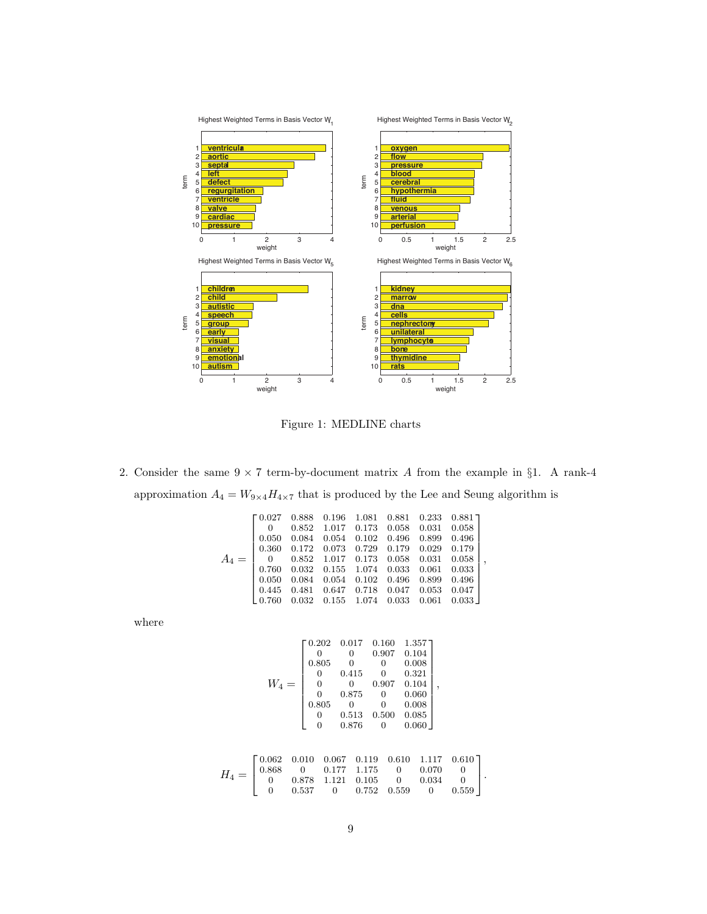Figure 1: MEDLINE charts

2. Consider the same $9 \times 7$ term-by-document matrix $A$ from the example in §1. A rank-4 approximation $A_4 = W_{9\times4}H_{4\times7}$ that is produced by the Lee and Seung algorithm is

$$A_4 = \begin{bmatrix} 0.027 & 0.888 & 0.196 & 1.081 & 0.881 & 0.233 & 0.881 \\ 0 & 0.852 & 1.017 & 0.173 & 0.058 & 0.031 & 0.058 \\ 0.050 & 0.084 & 0.054 & 0.102 & 0.496 & 0.899 & 0.496 \\ 0.360 & 0.172 & 0.073 & 0.729 & 0.179 & 0.029 & 0.179 \\ 0 & 0.852 & 1.017 & 0.173 & 0.058 & 0.031 & 0.058 \\ 0.760 & 0.032 & 0.155 & 1.074 & 0.033 & 0.061 & 0.033 \\ 0.050 & 0.084 & 0.054 & 0.102 & 0.496 & 0.899 & 0.496 \\ 0.445 & 0.481 & 0.647 & 0.718 & 0.047 & 0.053 & 0.047 \\ 0.760 & 0.032 & 0.155 & 1.074 & 0.033 & 0.061 & 0.033 \end{bmatrix},$$

where

$$W_4 = \begin{bmatrix} 0.202 & 0.017 & 0.160 & 1.357 \\ 0 & 0 & 0.907 & 0.104 \\ 0.805 & 0 & 0 & 0.008 \\ 0 & 0.415 & 0 & 0.321 \\ 0 & 0 & 0.907 & 0.104 \\ 0 & 0.875 & 0 & 0.060 \\ 0.805 & 0 & 0 & 0.008 \\ 0 & 0.513 & 0.500 & 0.085 \\ 0 & 0.876 & 0 & 0.060 \end{bmatrix},$$

$$H_4 = \begin{bmatrix} 0.062 & 0.010 & 0.067 & 0.119 & 0.610 & 1.117 & 0.610 \\ 0.868 & 0 & 0.177 & 1.175 & 0 & 0.070 & 0 \\ 0 & 0.878 & 1.121 & 0.105 & 0 & 0.034 & 0 \\ 0 & 0.537 & 0 & 0.752 & 0.559 & 0 & 0.559 \end{bmatrix}.$$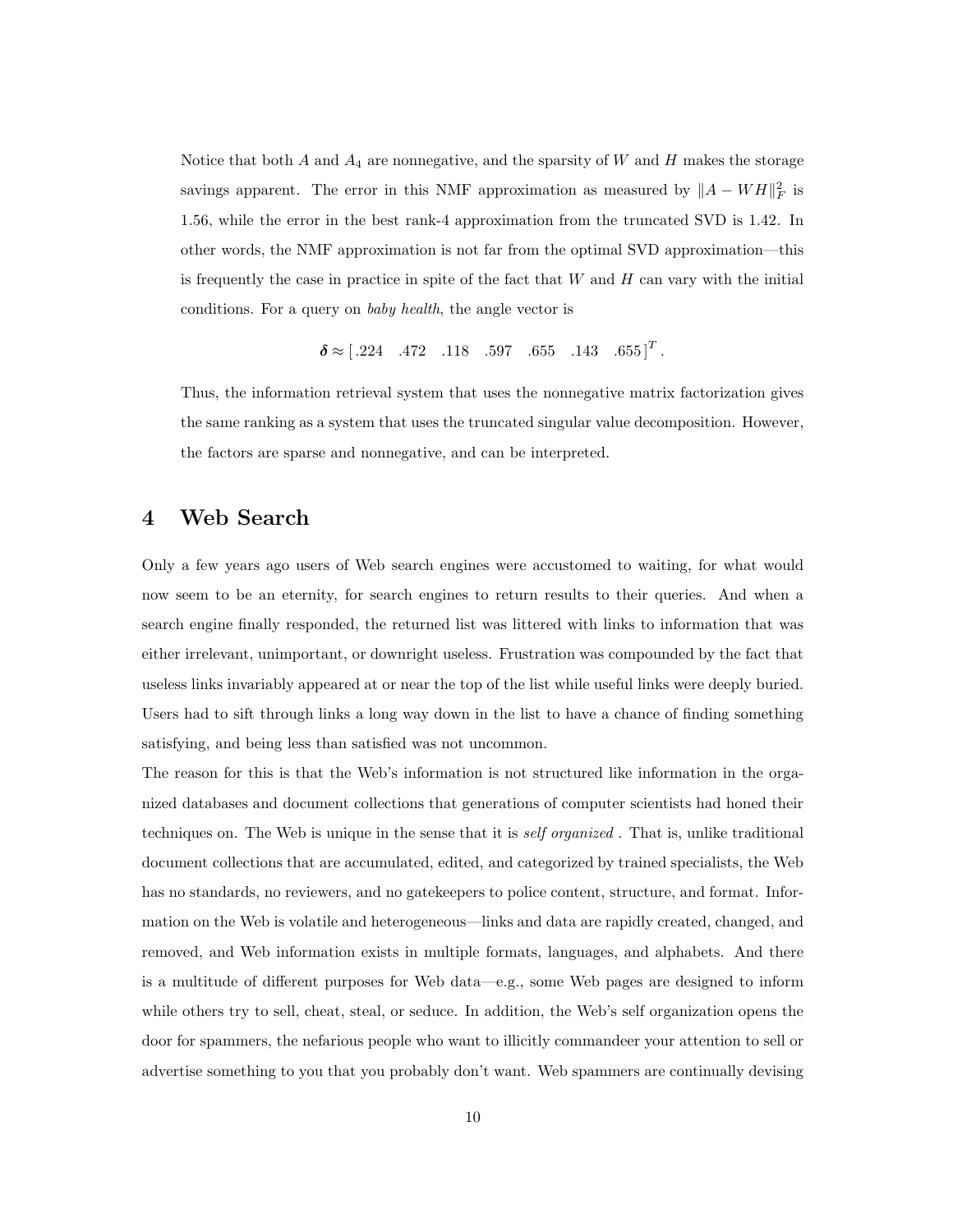Notice that both $A$ and $A_4$ are nonnegative, and the sparsity of $W$ and $H$ makes the storage savings apparent. The error in this NMF approximation as measured by $\|A - WH\|_F^2$ is 1.56, while the error in the best rank-4 approximation from the truncated SVD is 1.42. In other words, the NMF approximation is not far from the optimal SVD approximation—this is frequently the case in practice in spite of the fact that $W$ and $H$ can vary with the initial conditions. For a query on *baby health*, the angle vector is

$$\boldsymbol{\delta} \approx [\,.224 \quad .472 \quad .118 \quad .597 \quad .655 \quad .143 \quad .655\,]^T.$$

Thus, the information retrieval system that uses the nonnegative matrix factorization gives the same ranking as a system that uses the truncated singular value decomposition. However, the factors are sparse and nonnegative, and can be interpreted.

# 4 Web Search

Only a few years ago users of Web search engines were accustomed to waiting, for what would now seem to be an eternity, for search engines to return results to their queries. And when a search engine finally responded, the returned list was littered with links to information that was either irrelevant, unimportant, or downright useless. Frustration was compounded by the fact that useless links invariably appeared at or near the top of the list while useful links were deeply buried. Users had to sift through links a long way down in the list to have a chance of finding something satisfying, and being less than satisfied was not uncommon.

The reason for this is that the Web's information is not structured like information in the organized databases and document collections that generations of computer scientists had honed their techniques on. The Web is unique in the sense that it is *self organized* . That is, unlike traditional document collections that are accumulated, edited, and categorized by trained specialists, the Web has no standards, no reviewers, and no gatekeepers to police content, structure, and format. Information on the Web is volatile and heterogeneous—links and data are rapidly created, changed, and removed, and Web information exists in multiple formats, languages, and alphabets. And there is a multitude of different purposes for Web data—e.g., some Web pages are designed to inform while others try to sell, cheat, steal, or seduce. In addition, the Web's self organization opens the door for spammers, the nefarious people who want to illicitly commandeer your attention to sell or advertise something to you that you probably don't want. Web spammers are continually devising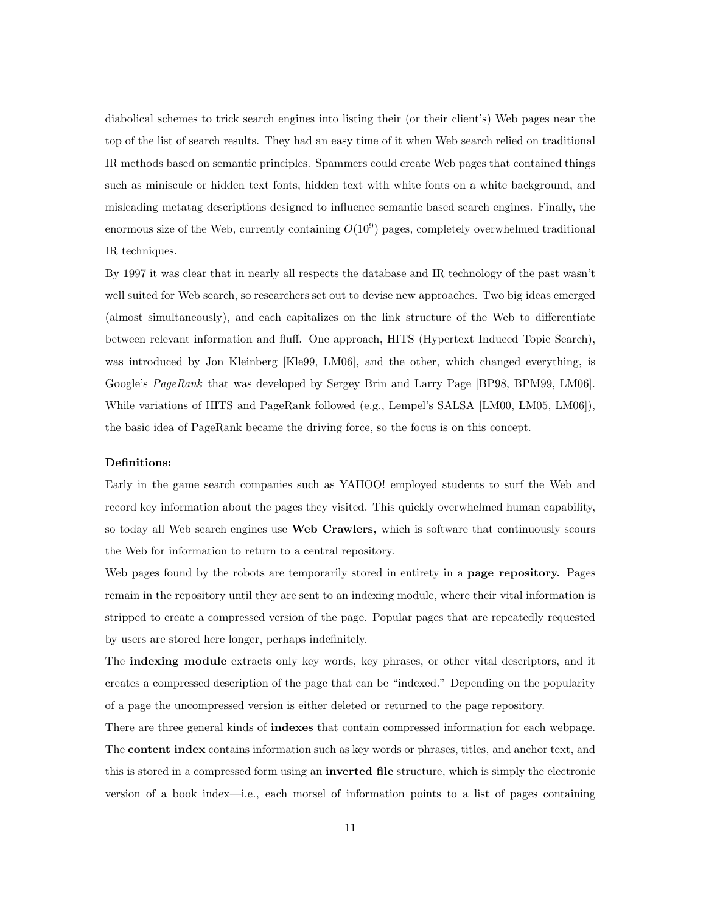diabolical schemes to trick search engines into listing their (or their client's) Web pages near the top of the list of search results. They had an easy time of it when Web search relied on traditional IR methods based on semantic principles. Spammers could create Web pages that contained things such as miniscule or hidden text fonts, hidden text with white fonts on a white background, and misleading metatag descriptions designed to influence semantic based search engines. Finally, the enormous size of the Web, currently containing $O(10^9)$ pages, completely overwhelmed traditional IR techniques.

By 1997 it was clear that in nearly all respects the database and IR technology of the past wasn't well suited for Web search, so researchers set out to devise new approaches. Two big ideas emerged (almost simultaneously), and each capitalizes on the link structure of the Web to differentiate between relevant information and fluff. One approach, HITS (Hypertext Induced Topic Search), was introduced by Jon Kleinberg [Kle99, LM06], and the other, which changed everything, is Google's *PageRank* that was developed by Sergey Brin and Larry Page [BP98, BPM99, LM06]. While variations of HITS and PageRank followed (e.g., Lempel's SALSA [LM00, LM05, LM06]), the basic idea of PageRank became the driving force, so the focus is on this concept.

**Definitions:**

Early in the game search companies such as YAHOO! employed students to surf the Web and record key information about the pages they visited. This quickly overwhelmed human capability, so today all Web search engines use **Web Crawlers,** which is software that continuously scours the Web for information to return to a central repository.

Web pages found by the robots are temporarily stored in entirety in a **page repository.** Pages remain in the repository until they are sent to an indexing module, where their vital information is stripped to create a compressed version of the page. Popular pages that are repeatedly requested by users are stored here longer, perhaps indefinitely.

The **indexing module** extracts only key words, key phrases, or other vital descriptors, and it creates a compressed description of the page that can be "indexed." Depending on the popularity of a page the uncompressed version is either deleted or returned to the page repository.

There are three general kinds of **indexes** that contain compressed information for each webpage. The **content index** contains information such as key words or phrases, titles, and anchor text, and this is stored in a compressed form using an **inverted file** structure, which is simply the electronic version of a book index—i.e., each morsel of information points to a list of pages containing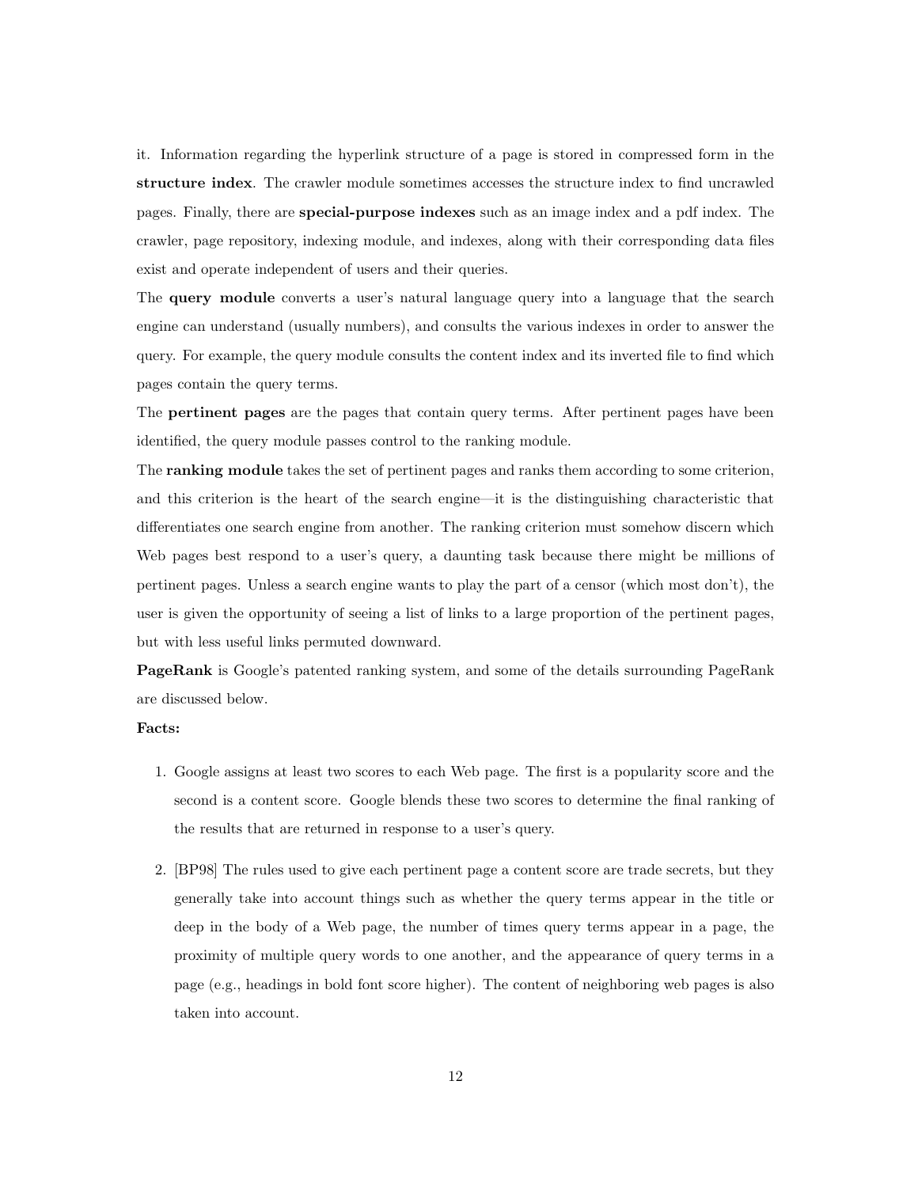it. Information regarding the hyperlink structure of a page is stored in compressed form in the **structure index**. The crawler module sometimes accesses the structure index to find uncrawled pages. Finally, there are **special-purpose indexes** such as an image index and a pdf index. The crawler, page repository, indexing module, and indexes, along with their corresponding data files exist and operate independent of users and their queries.

The **query module** converts a user's natural language query into a language that the search engine can understand (usually numbers), and consults the various indexes in order to answer the query. For example, the query module consults the content index and its inverted file to find which pages contain the query terms.

The **pertinent pages** are the pages that contain query terms. After pertinent pages have been identified, the query module passes control to the ranking module.

The **ranking module** takes the set of pertinent pages and ranks them according to some criterion, and this criterion is the heart of the search engine—it is the distinguishing characteristic that differentiates one search engine from another. The ranking criterion must somehow discern which Web pages best respond to a user's query, a daunting task because there might be millions of pertinent pages. Unless a search engine wants to play the part of a censor (which most don't), the user is given the opportunity of seeing a list of links to a large proportion of the pertinent pages, but with less useful links permuted downward.

**PageRank** is Google's patented ranking system, and some of the details surrounding PageRank are discussed below.

**Facts:**

1. Google assigns at least two scores to each Web page. The first is a popularity score and the second is a content score. Google blends these two scores to determine the final ranking of the results that are returned in response to a user's query.

2. [BP98] The rules used to give each pertinent page a content score are trade secrets, but they generally take into account things such as whether the query terms appear in the title or deep in the body of a Web page, the number of times query terms appear in a page, the proximity of multiple query words to one another, and the appearance of query terms in a page (e.g., headings in bold font score higher). The content of neighboring web pages is also taken into account.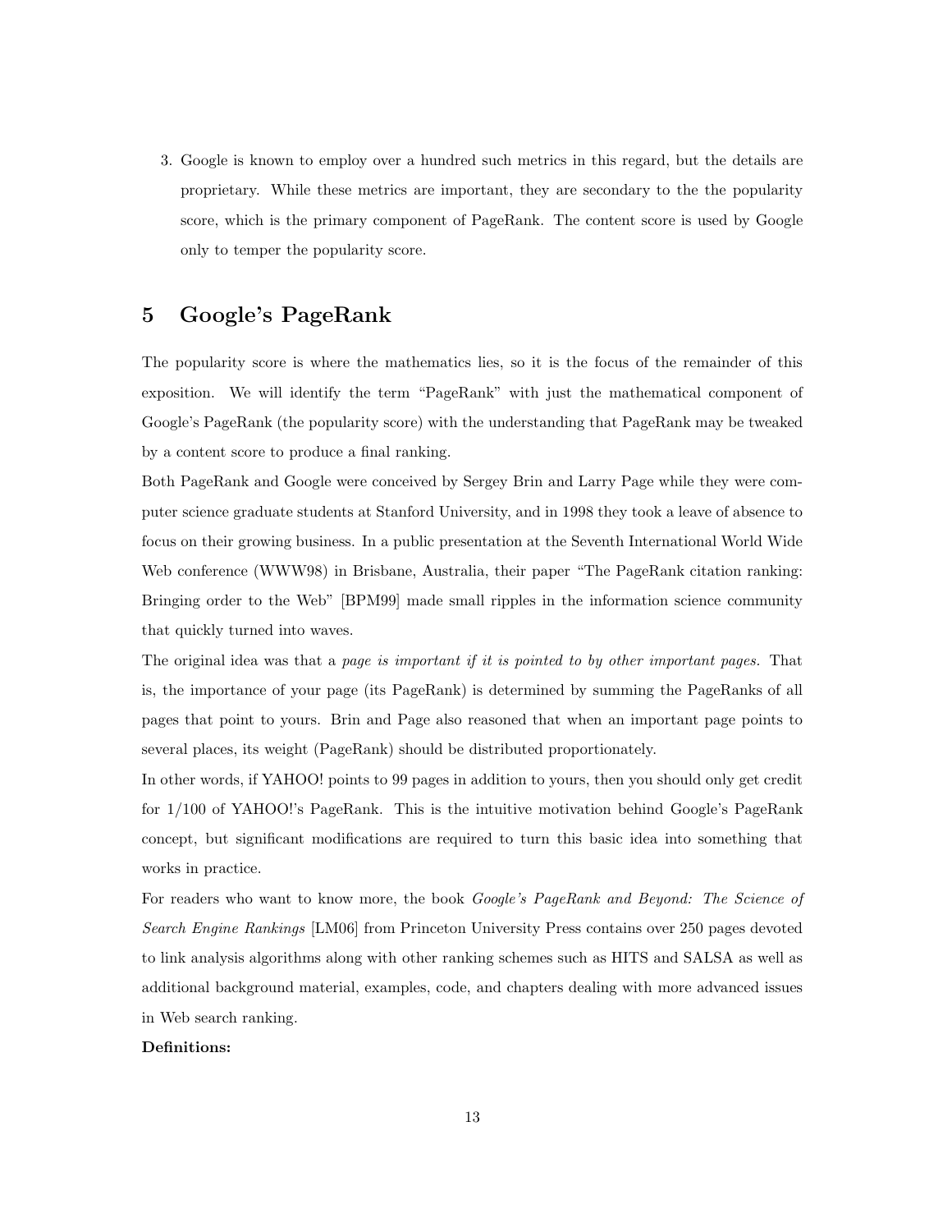3. Google is known to employ over a hundred such metrics in this regard, but the details are proprietary. While these metrics are important, they are secondary to the the popularity score, which is the primary component of PageRank. The content score is used by Google only to temper the popularity score.

# 5 Google's PageRank

The popularity score is where the mathematics lies, so it is the focus of the remainder of this exposition. We will identify the term "PageRank" with just the mathematical component of Google's PageRank (the popularity score) with the understanding that PageRank may be tweaked by a content score to produce a final ranking.

Both PageRank and Google were conceived by Sergey Brin and Larry Page while they were computer science graduate students at Stanford University, and in 1998 they took a leave of absence to focus on their growing business. In a public presentation at the Seventh International World Wide Web conference (WWW98) in Brisbane, Australia, their paper "The PageRank citation ranking: Bringing order to the Web" [BPM99] made small ripples in the information science community that quickly turned into waves.

The original idea was that a *page is important if it is pointed to by other important pages*. That is, the importance of your page (its PageRank) is determined by summing the PageRanks of all pages that point to yours. Brin and Page also reasoned that when an important page points to several places, its weight (PageRank) should be distributed proportionately.

In other words, if YAHOO! points to 99 pages in addition to yours, then you should only get credit for 1/100 of YAHOO!'s PageRank. This is the intuitive motivation behind Google's PageRank concept, but significant modifications are required to turn this basic idea into something that works in practice.

For readers who want to know more, the book *Google's PageRank and Beyond: The Science of Search Engine Rankings* [LM06] from Princeton University Press contains over 250 pages devoted to link analysis algorithms along with other ranking schemes such as HITS and SALSA as well as additional background material, examples, code, and chapters dealing with more advanced issues in Web search ranking.

**Definitions:**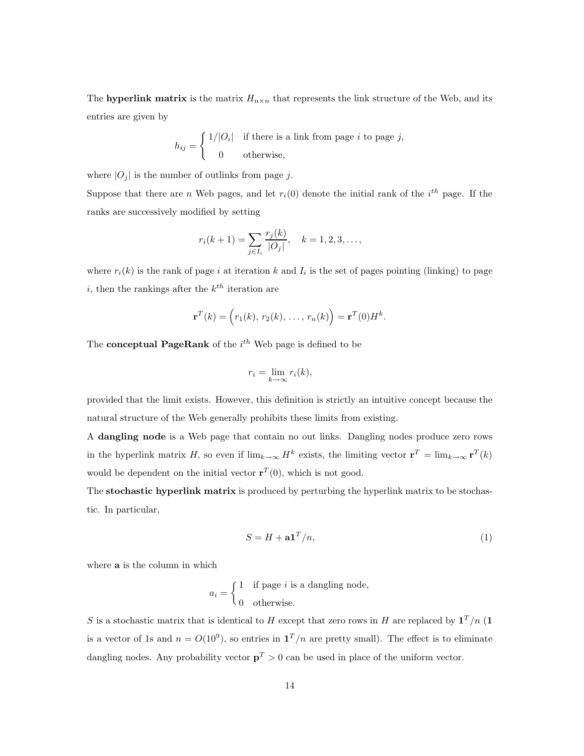The **hyperlink matrix** is the matrix $H_{n\times n}$ that represents the link structure of the Web, and its entries are given by

$$h_{ij} = \begin{cases} 1/|O_i| & \text{if there is a link from page } i \text{ to page } j, \\ 0 & \text{otherwise,} \end{cases}$$

where $|O_j|$ is the number of outlinks from page $j$.

Suppose that there are $n$ Web pages, and let $r_i(0)$ denote the initial rank of the $i^{th}$ page. If the ranks are successively modified by setting

$$r_i(k+1) = \sum_{j\in I_i} \frac{r_j(k)}{|O_j|}, \quad k = 1, 2, 3, \ldots,$$

where $r_i(k)$ is the rank of page $i$ at iteration $k$ and $I_i$ is the set of pages pointing (linking) to page $i$, then the rankings after the $k^{th}$ iteration are

$$\mathbf{r}^T(k) = \Big(r_1(k),\, r_2(k),\, \ldots,\, r_n(k)\Big) = \mathbf{r}^T(0)H^k.$$

The **conceptual PageRank** of the $i^{th}$ Web page is defined to be

$$r_i = \lim_{k\to\infty} r_i(k),$$

provided that the limit exists. However, this definition is strictly an intuitive concept because the natural structure of the Web generally prohibits these limits from existing.

A **dangling node** is a Web page that contain no out links. Dangling nodes produce zero rows in the hyperlink matrix $H$, so even if $\lim_{k\to\infty} H^k$ exists, the limiting vector $\mathbf{r}^T = \lim_{k\to\infty} \mathbf{r}^T(k)$ would be dependent on the initial vector $\mathbf{r}^T(0)$, which is not good.

The **stochastic hyperlink matrix** is produced by perturbing the hyperlink matrix to be stochastic. In particular,

$$S = H + \mathbf{a}\mathbf{1}^T/n, \tag{1}$$

where $\mathbf{a}$ is the column in which

$$a_i = \begin{cases} 1 & \text{if page } i \text{ is a dangling node,} \\ 0 & \text{otherwise.} \end{cases}$$

$S$ is a stochastic matrix that is identical to $H$ except that zero rows in $H$ are replaced by $\mathbf{1}^T/n$ ($\mathbf{1}$ is a vector of 1s and $n = O(10^9)$, so entries in $\mathbf{1}^T/n$ are pretty small). The effect is to eliminate dangling nodes. Any probability vector $\mathbf{p}^T > 0$ can be used in place of the uniform vector.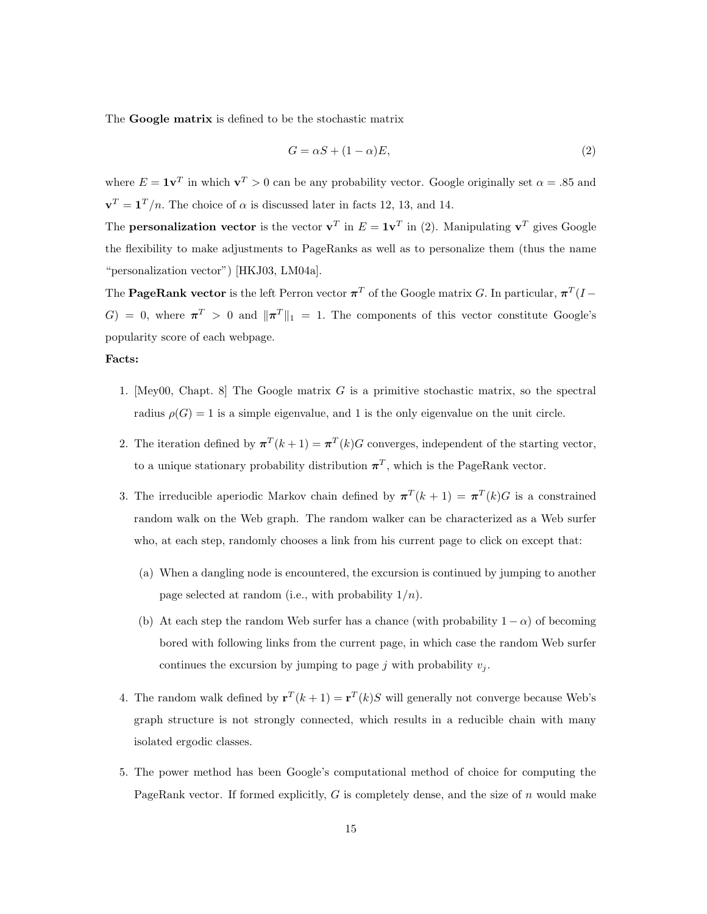The **Google matrix** is defined to be the stochastic matrix

$$G = \alpha S + (1 - \alpha)E, \tag{2}$$

where $E = \mathbf{1}\mathbf{v}^T$ in which $\mathbf{v}^T > 0$ can be any probability vector. Google originally set $\alpha = .85$ and $\mathbf{v}^T = \mathbf{1}^T/n$. The choice of $\alpha$ is discussed later in facts 12, 13, and 14.

The **personalization vector** is the vector $\mathbf{v}^T$ in $E = \mathbf{1}\mathbf{v}^T$ in (2). Manipulating $\mathbf{v}^T$ gives Google the flexibility to make adjustments to PageRanks as well as to personalize them (thus the name "personalization vector") [HKJ03, LM04a].

The **PageRank vector** is the left Perron vector $\boldsymbol{\pi}^T$ of the Google matrix $G$. In particular, $\boldsymbol{\pi}^T(I - G) = 0$, where $\boldsymbol{\pi}^T > 0$ and $\|\boldsymbol{\pi}^T\|_1 = 1$. The components of this vector constitute Google's popularity score of each webpage.

**Facts:**

1. [Mey00, Chapt. 8] The Google matrix $G$ is a primitive stochastic matrix, so the spectral radius $\rho(G) = 1$ is a simple eigenvalue, and 1 is the only eigenvalue on the unit circle.

2. The iteration defined by $\boldsymbol{\pi}^T(k+1) = \boldsymbol{\pi}^T(k)G$ converges, independent of the starting vector, to a unique stationary probability distribution $\boldsymbol{\pi}^T$, which is the PageRank vector.

3. The irreducible aperiodic Markov chain defined by $\boldsymbol{\pi}^T(k+1) = \boldsymbol{\pi}^T(k)G$ is a constrained random walk on the Web graph. The random walker can be characterized as a Web surfer who, at each step, randomly chooses a link from his current page to click on except that:

   (a) When a dangling node is encountered, the excursion is continued by jumping to another page selected at random (i.e., with probability $1/n$).

   (b) At each step the random Web surfer has a chance (with probability $1 - \alpha$) of becoming bored with following links from the current page, in which case the random Web surfer continues the excursion by jumping to page $j$ with probability $v_j$.

4. The random walk defined by $\mathbf{r}^T(k+1) = \mathbf{r}^T(k)S$ will generally not converge because Web's graph structure is not strongly connected, which results in a reducible chain with many isolated ergodic classes.

5. The power method has been Google's computational method of choice for computing the PageRank vector. If formed explicitly, $G$ is completely dense, and the size of $n$ would make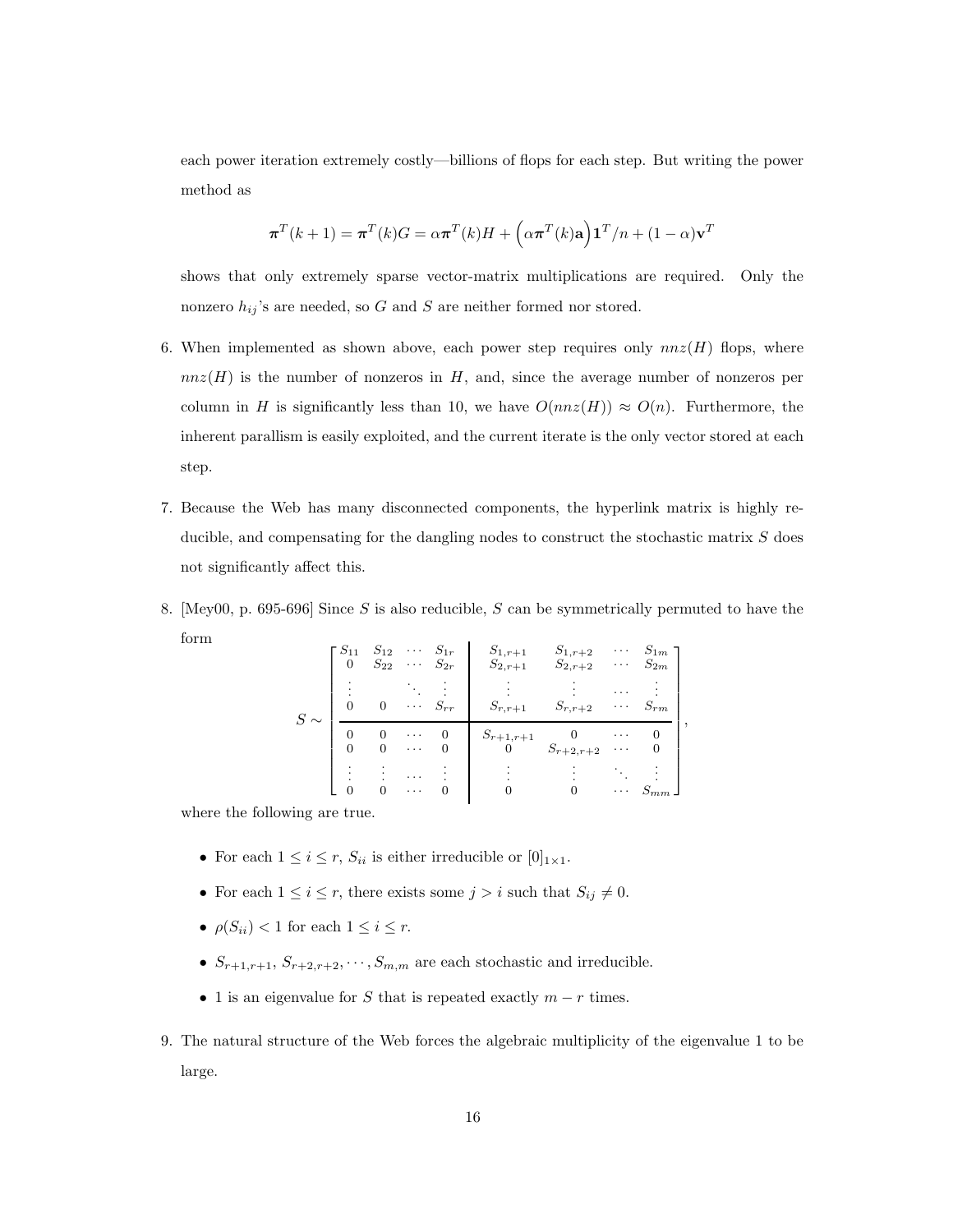each power iteration extremely costly—billions of flops for each step. But writing the power method as

$$\boldsymbol{\pi}^T(k+1) = \boldsymbol{\pi}^T(k)G = \alpha\boldsymbol{\pi}^T(k)H + \Big(\alpha\boldsymbol{\pi}^T(k)\mathbf{a}\Big)\mathbf{1}^T/n + (1-\alpha)\mathbf{v}^T$$

shows that only extremely sparse vector-matrix multiplications are required. Only the nonzero $h_{ij}$'s are needed, so $G$ and $S$ are neither formed nor stored.

6. When implemented as shown above, each power step requires only $nnz(H)$ flops, where $nnz(H)$ is the number of nonzeros in $H$, and, since the average number of nonzeros per column in $H$ is significantly less than 10, we have $O(nnz(H)) \approx O(n)$. Furthermore, the inherent parallism is easily exploited, and the current iterate is the only vector stored at each step.

7. Because the Web has many disconnected components, the hyperlink matrix is highly reducible, and compensating for the dangling nodes to construct the stochastic matrix $S$ does not significantly affect this.

8. [Mey00, p. 695-696] Since $S$ is also reducible, $S$ can be symmetrically permuted to have the form

$$S \sim \left[\begin{array}{cccc|cccc} S_{11} & S_{12} & \cdots & S_{1r} & S_{1,r+1} & S_{1,r+2} & \cdots & S_{1m} \\ 0 & S_{22} & \cdots & S_{2r} & S_{2,r+1} & S_{2,r+2} & \cdots & S_{2m} \\ \vdots & & \ddots & \vdots & \vdots & \vdots & \cdots & \vdots \\ 0 & 0 & \cdots & S_{rr} & S_{r,r+1} & S_{r,r+2} & \cdots & S_{rm} \\ \hline 0 & 0 & \cdots & 0 & S_{r+1,r+1} & 0 & \cdots & 0 \\ 0 & 0 & \cdots & 0 & 0 & S_{r+2,r+2} & \cdots & 0 \\ \vdots & \vdots & \cdots & \vdots & \vdots & \vdots & \ddots & \vdots \\ 0 & 0 & \cdots & 0 & 0 & 0 & \cdots & S_{mm} \end{array}\right],$$

where the following are true.

   - For each $1 \le i \le r$, $S_{ii}$ is either irreducible or $[0]_{1\times 1}$.
   - For each $1 \le i \le r$, there exists some $j > i$ such that $S_{ij} \ne 0$.
   - $\rho(S_{ii}) < 1$ for each $1 \le i \le r$.
   - $S_{r+1,r+1}, S_{r+2,r+2}, \cdots, S_{m,m}$ are each stochastic and irreducible.
   - 1 is an eigenvalue for $S$ that is repeated exactly $m - r$ times.

9. The natural structure of the Web forces the algebraic multiplicity of the eigenvalue 1 to be large.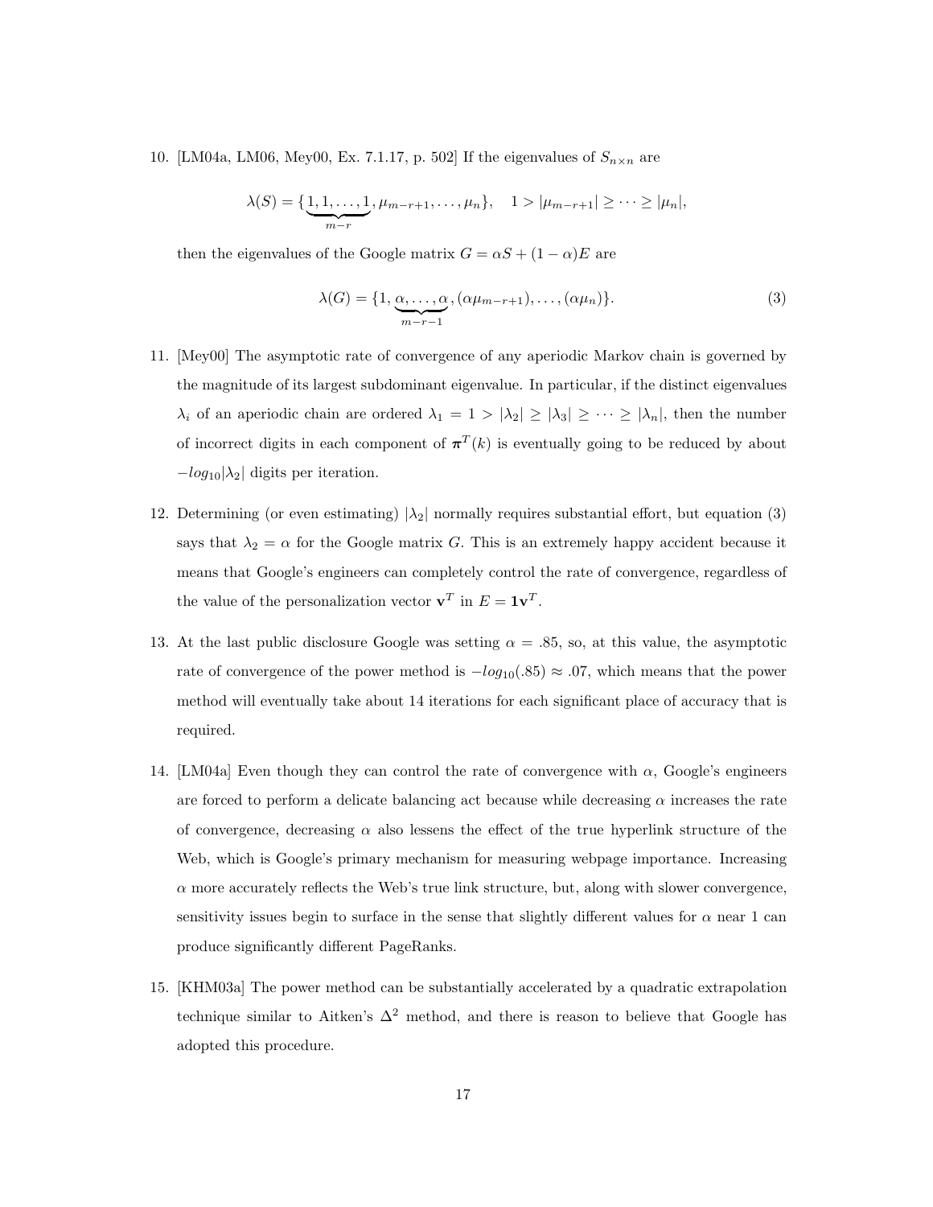10. [LM04a, LM06, Mey00, Ex. 7.1.17, p. 502] If the eigenvalues of $S_{n\times n}$ are

$$\lambda(S) = \{\underbrace{1, 1, \ldots, 1}_{m-r}, \mu_{m-r+1}, \ldots, \mu_n\}, \quad 1 > |\mu_{m-r+1}| \geq \cdots \geq |\mu_n|,$$

then the eigenvalues of the Google matrix $G = \alpha S + (1-\alpha)E$ are

$$\lambda(G) = \{1, \underbrace{\alpha, \ldots, \alpha}_{m-r-1}, (\alpha\mu_{m-r+1}), \ldots, (\alpha\mu_n)\}. \tag{3}$$

11. [Mey00] The asymptotic rate of convergence of any aperiodic Markov chain is governed by the magnitude of its largest subdominant eigenvalue. In particular, if the distinct eigenvalues $\lambda_i$ of an aperiodic chain are ordered $\lambda_1 = 1 > |\lambda_2| \geq |\lambda_3| \geq \cdots \geq |\lambda_n|$, then the number of incorrect digits in each component of $\boldsymbol{\pi}^T(k)$ is eventually going to be reduced by about $-log_{10}|\lambda_2|$ digits per iteration.

12. Determining (or even estimating) $|\lambda_2|$ normally requires substantial effort, but equation (3) says that $\lambda_2 = \alpha$ for the Google matrix $G$. This is an extremely happy accident because it means that Google's engineers can completely control the rate of convergence, regardless of the value of the personalization vector $\mathbf{v}^T$ in $E = \mathbf{1}\mathbf{v}^T$.

13. At the last public disclosure Google was setting $\alpha = .85$, so, at this value, the asymptotic rate of convergence of the power method is $-log_{10}(.85) \approx .07$, which means that the power method will eventually take about 14 iterations for each significant place of accuracy that is required.

14. [LM04a] Even though they can control the rate of convergence with $\alpha$, Google's engineers are forced to perform a delicate balancing act because while decreasing $\alpha$ increases the rate of convergence, decreasing $\alpha$ also lessens the effect of the true hyperlink structure of the Web, which is Google's primary mechanism for measuring webpage importance. Increasing $\alpha$ more accurately reflects the Web's true link structure, but, along with slower convergence, sensitivity issues begin to surface in the sense that slightly different values for $\alpha$ near 1 can produce significantly different PageRanks.

15. [KHM03a] The power method can be substantially accelerated by a quadratic extrapolation technique similar to Aitken's $\Delta^2$ method, and there is reason to believe that Google has adopted this procedure.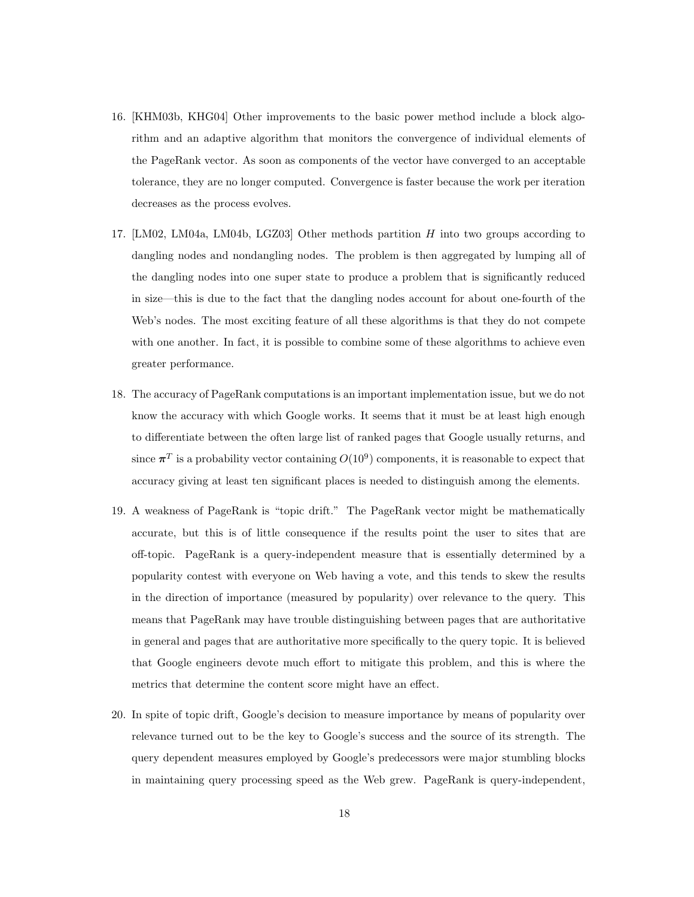16. [KHM03b, KHG04] Other improvements to the basic power method include a block algorithm and an adaptive algorithm that monitors the convergence of individual elements of the PageRank vector. As soon as components of the vector have converged to an acceptable tolerance, they are no longer computed. Convergence is faster because the work per iteration decreases as the process evolves.

17. [LM02, LM04a, LM04b, LGZ03] Other methods partition $H$ into two groups according to dangling nodes and nondangling nodes. The problem is then aggregated by lumping all of the dangling nodes into one super state to produce a problem that is significantly reduced in size—this is due to the fact that the dangling nodes account for about one-fourth of the Web's nodes. The most exciting feature of all these algorithms is that they do not compete with one another. In fact, it is possible to combine some of these algorithms to achieve even greater performance.

18. The accuracy of PageRank computations is an important implementation issue, but we do not know the accuracy with which Google works. It seems that it must be at least high enough to differentiate between the often large list of ranked pages that Google usually returns, and since $\boldsymbol{\pi}^T$ is a probability vector containing $O(10^9)$ components, it is reasonable to expect that accuracy giving at least ten significant places is needed to distinguish among the elements.

19. A weakness of PageRank is "topic drift." The PageRank vector might be mathematically accurate, but this is of little consequence if the results point the user to sites that are off-topic. PageRank is a query-independent measure that is essentially determined by a popularity contest with everyone on Web having a vote, and this tends to skew the results in the direction of importance (measured by popularity) over relevance to the query. This means that PageRank may have trouble distinguishing between pages that are authoritative in general and pages that are authoritative more specifically to the query topic. It is believed that Google engineers devote much effort to mitigate this problem, and this is where the metrics that determine the content score might have an effect.

20. In spite of topic drift, Google's decision to measure importance by means of popularity over relevance turned out to be the key to Google's success and the source of its strength. The query dependent measures employed by Google's predecessors were major stumbling blocks in maintaining query processing speed as the Web grew. PageRank is query-independent,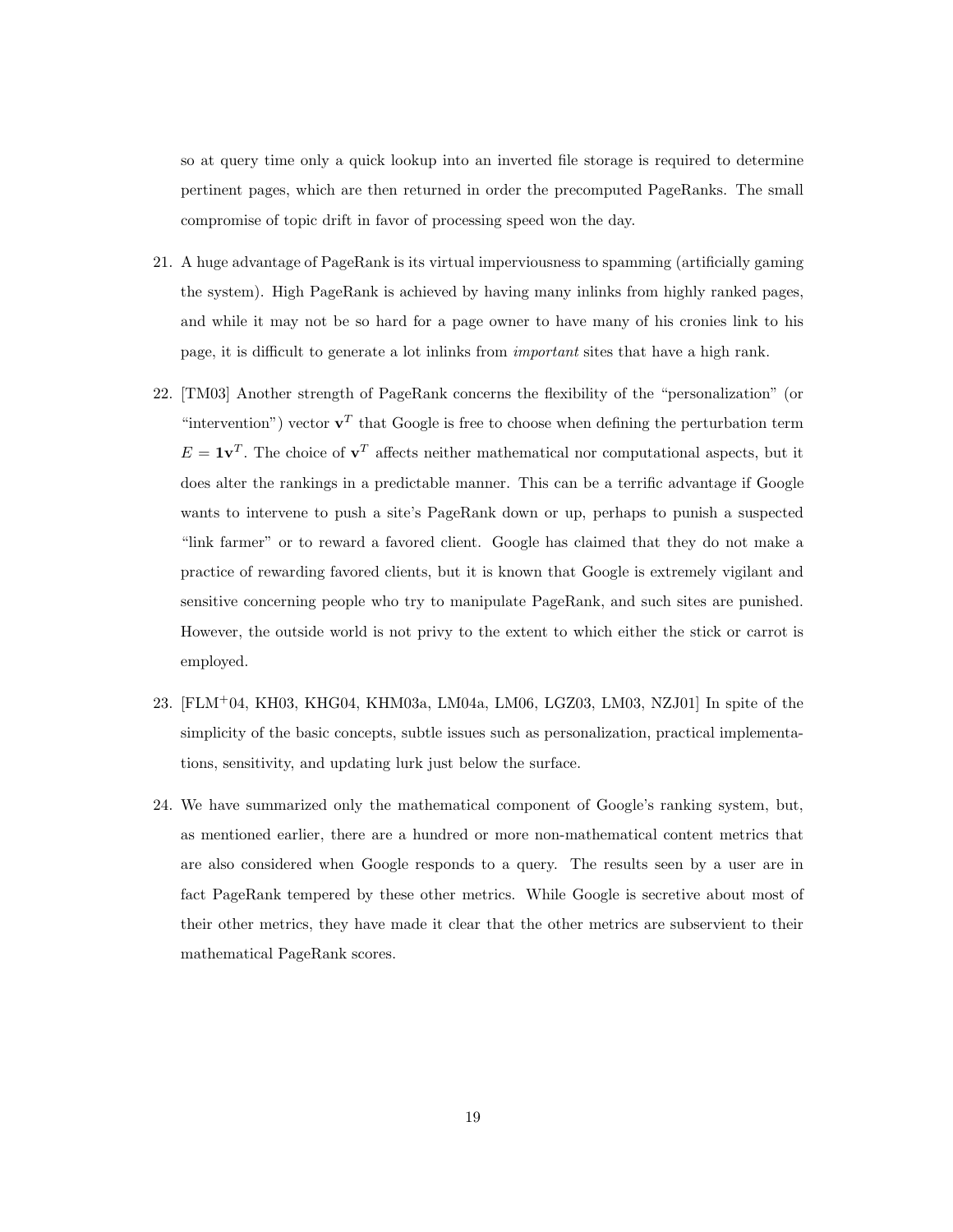so at query time only a quick lookup into an inverted file storage is required to determine pertinent pages, which are then returned in order the precomputed PageRanks. The small compromise of topic drift in favor of processing speed won the day.

21. A huge advantage of PageRank is its virtual imperviousness to spamming (artificially gaming the system). High PageRank is achieved by having many inlinks from highly ranked pages, and while it may not be so hard for a page owner to have many of his cronies link to his page, it is difficult to generate a lot inlinks from *important* sites that have a high rank.

22. [TM03] Another strength of PageRank concerns the flexibility of the "personalization" (or "intervention") vector $\mathbf{v}^T$ that Google is free to choose when defining the perturbation term $E = \mathbf{1}\mathbf{v}^T$. The choice of $\mathbf{v}^T$ affects neither mathematical nor computational aspects, but it does alter the rankings in a predictable manner. This can be a terrific advantage if Google wants to intervene to push a site's PageRank down or up, perhaps to punish a suspected "link farmer" or to reward a favored client. Google has claimed that they do not make a practice of rewarding favored clients, but it is known that Google is extremely vigilant and sensitive concerning people who try to manipulate PageRank, and such sites are punished. However, the outside world is not privy to the extent to which either the stick or carrot is employed.

23. [FLM+04, KH03, KHG04, KHM03a, LM04a, LM06, LGZ03, LM03, NZJ01] In spite of the simplicity of the basic concepts, subtle issues such as personalization, practical implementations, sensitivity, and updating lurk just below the surface.

24. We have summarized only the mathematical component of Google's ranking system, but, as mentioned earlier, there are a hundred or more non-mathematical content metrics that are also considered when Google responds to a query. The results seen by a user are in fact PageRank tempered by these other metrics. While Google is secretive about most of their other metrics, they have made it clear that the other metrics are subservient to their mathematical PageRank scores.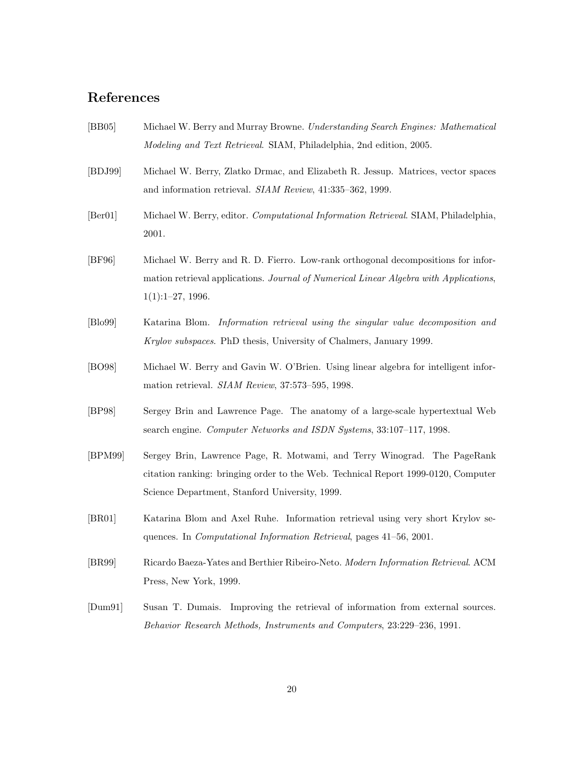## References

[BB05] Michael W. Berry and Murray Browne. *Understanding Search Engines: Mathematical Modeling and Text Retrieval*. SIAM, Philadelphia, 2nd edition, 2005.

[BDJ99] Michael W. Berry, Zlatko Drmac, and Elizabeth R. Jessup. Matrices, vector spaces and information retrieval. *SIAM Review*, 41:335–362, 1999.

[Ber01] Michael W. Berry, editor. *Computational Information Retrieval*. SIAM, Philadelphia, 2001.

[BF96] Michael W. Berry and R. D. Fierro. Low-rank orthogonal decompositions for information retrieval applications. *Journal of Numerical Linear Algebra with Applications*, 1(1):1–27, 1996.

[Blo99] Katarina Blom. *Information retrieval using the singular value decomposition and Krylov subspaces*. PhD thesis, University of Chalmers, January 1999.

[BO98] Michael W. Berry and Gavin W. O'Brien. Using linear algebra for intelligent information retrieval. *SIAM Review*, 37:573–595, 1998.

[BP98] Sergey Brin and Lawrence Page. The anatomy of a large-scale hypertextual Web search engine. *Computer Networks and ISDN Systems*, 33:107–117, 1998.

[BPM99] Sergey Brin, Lawrence Page, R. Motwami, and Terry Winograd. The PageRank citation ranking: bringing order to the Web. Technical Report 1999-0120, Computer Science Department, Stanford University, 1999.

[BR01] Katarina Blom and Axel Ruhe. Information retrieval using very short Krylov sequences. In *Computational Information Retrieval*, pages 41–56, 2001.

[BR99] Ricardo Baeza-Yates and Berthier Ribeiro-Neto. *Modern Information Retrieval*. ACM Press, New York, 1999.

[Dum91] Susan T. Dumais. Improving the retrieval of information from external sources. *Behavior Research Methods, Instruments and Computers*, 23:229–236, 1991.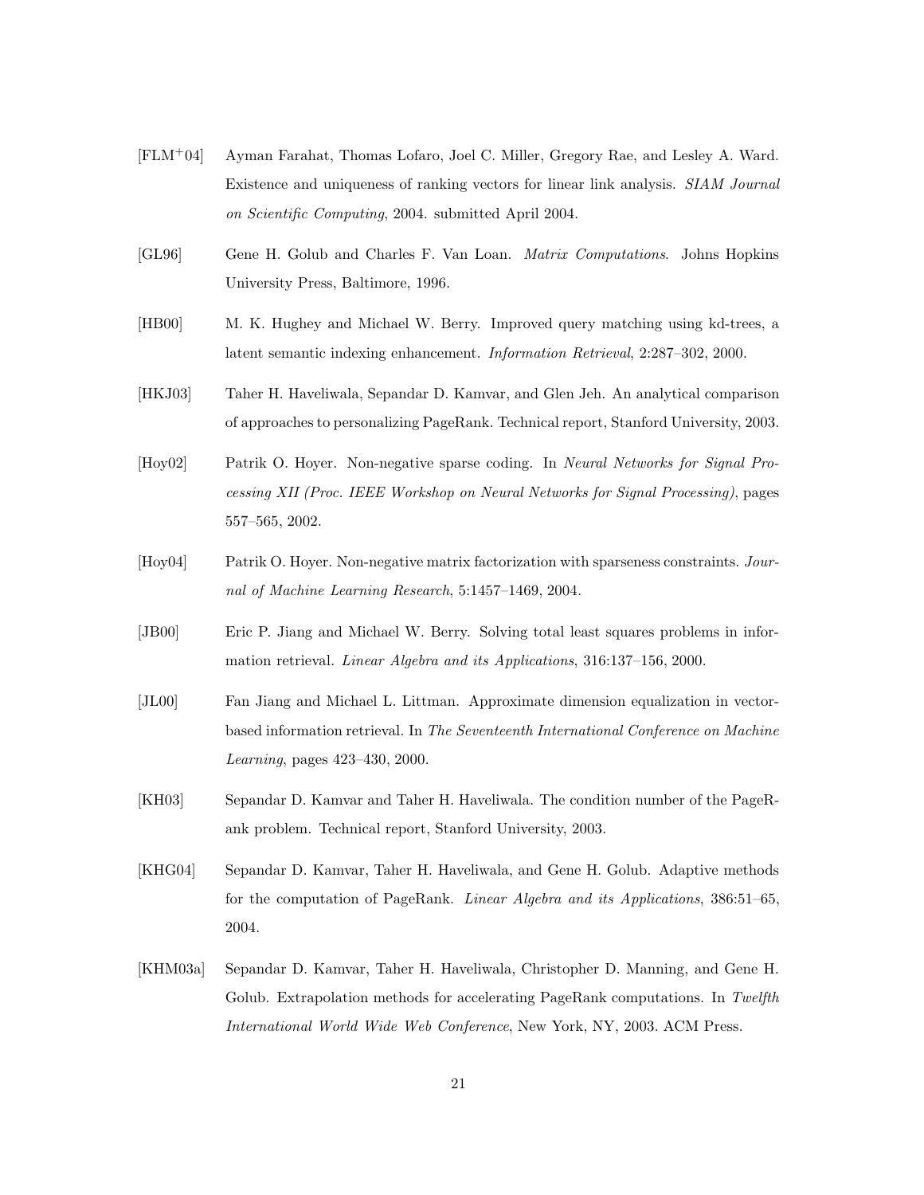[FLM$^+$04] Ayman Farahat, Thomas Lofaro, Joel C. Miller, Gregory Rae, and Lesley A. Ward. Existence and uniqueness of ranking vectors for linear link analysis. *SIAM Journal on Scientific Computing*, 2004. submitted April 2004.

[GL96] Gene H. Golub and Charles F. Van Loan. *Matrix Computations*. Johns Hopkins University Press, Baltimore, 1996.

[HB00] M. K. Hughey and Michael W. Berry. Improved query matching using kd-trees, a latent semantic indexing enhancement. *Information Retrieval*, 2:287–302, 2000.

[HKJ03] Taher H. Haveliwala, Sepandar D. Kamvar, and Glen Jeh. An analytical comparison of approaches to personalizing PageRank. Technical report, Stanford University, 2003.

[Hoy02] Patrik O. Hoyer. Non-negative sparse coding. In *Neural Networks for Signal Processing XII (Proc. IEEE Workshop on Neural Networks for Signal Processing)*, pages 557–565, 2002.

[Hoy04] Patrik O. Hoyer. Non-negative matrix factorization with sparseness constraints. *Journal of Machine Learning Research*, 5:1457–1469, 2004.

[JB00] Eric P. Jiang and Michael W. Berry. Solving total least squares problems in information retrieval. *Linear Algebra and its Applications*, 316:137–156, 2000.

[JL00] Fan Jiang and Michael L. Littman. Approximate dimension equalization in vector-based information retrieval. In *The Seventeenth International Conference on Machine Learning*, pages 423–430, 2000.

[KH03] Sepandar D. Kamvar and Taher H. Haveliwala. The condition number of the PageRank problem. Technical report, Stanford University, 2003.

[KHG04] Sepandar D. Kamvar, Taher H. Haveliwala, and Gene H. Golub. Adaptive methods for the computation of PageRank. *Linear Algebra and its Applications*, 386:51–65, 2004.

[KHM03a] Sepandar D. Kamvar, Taher H. Haveliwala, Christopher D. Manning, and Gene H. Golub. Extrapolation methods for accelerating PageRank computations. In *Twelfth International World Wide Web Conference*, New York, NY, 2003. ACM Press.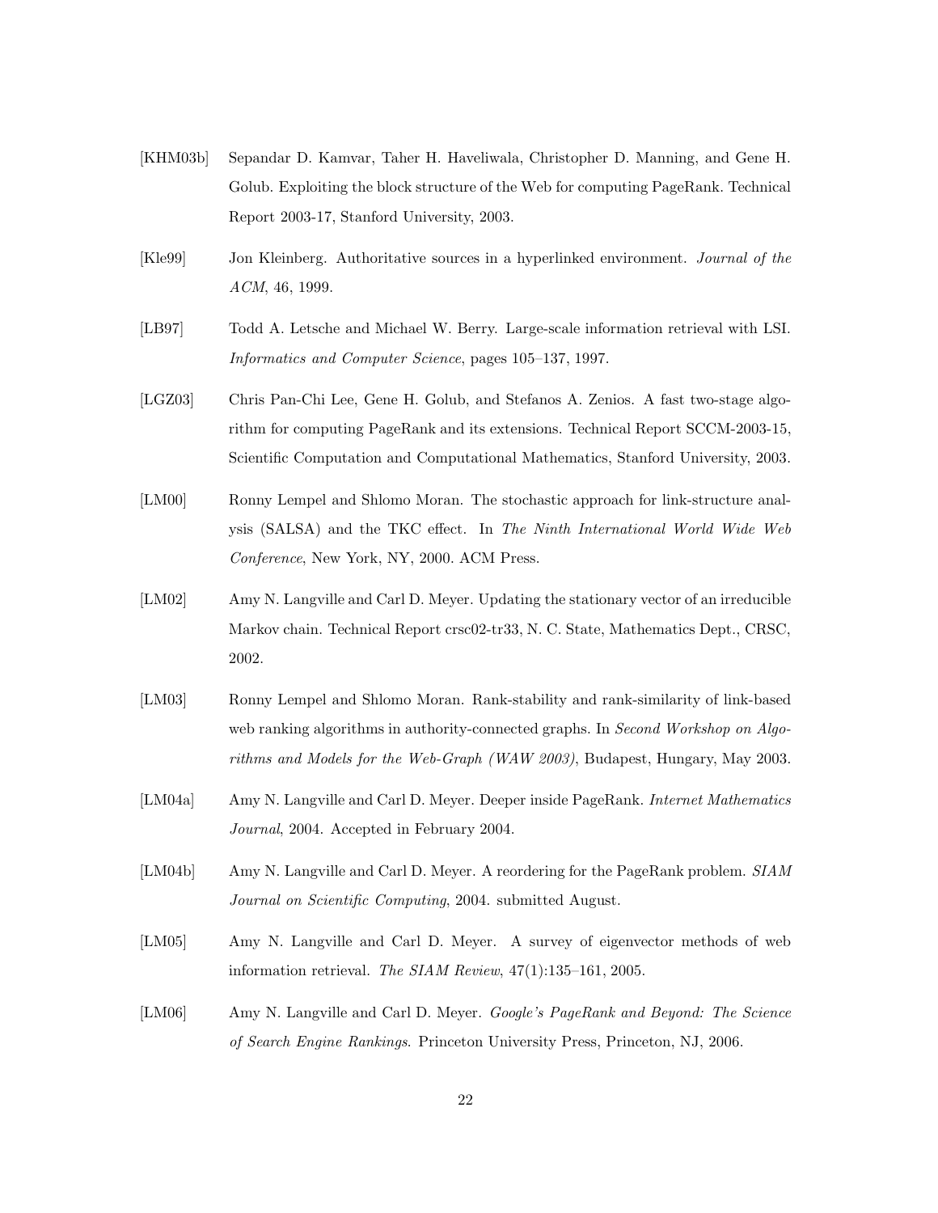[KHM03b] Sepandar D. Kamvar, Taher H. Haveliwala, Christopher D. Manning, and Gene H. Golub. Exploiting the block structure of the Web for computing PageRank. Technical Report 2003-17, Stanford University, 2003.

[Kle99] Jon Kleinberg. Authoritative sources in a hyperlinked environment. *Journal of the ACM*, 46, 1999.

[LB97] Todd A. Letsche and Michael W. Berry. Large-scale information retrieval with LSI. *Informatics and Computer Science*, pages 105–137, 1997.

[LGZ03] Chris Pan-Chi Lee, Gene H. Golub, and Stefanos A. Zenios. A fast two-stage algorithm for computing PageRank and its extensions. Technical Report SCCM-2003-15, Scientific Computation and Computational Mathematics, Stanford University, 2003.

[LM00] Ronny Lempel and Shlomo Moran. The stochastic approach for link-structure analysis (SALSA) and the TKC effect. In *The Ninth International World Wide Web Conference*, New York, NY, 2000. ACM Press.

[LM02] Amy N. Langville and Carl D. Meyer. Updating the stationary vector of an irreducible Markov chain. Technical Report crsc02-tr33, N. C. State, Mathematics Dept., CRSC, 2002.

[LM03] Ronny Lempel and Shlomo Moran. Rank-stability and rank-similarity of link-based web ranking algorithms in authority-connected graphs. In *Second Workshop on Algorithms and Models for the Web-Graph (WAW 2003)*, Budapest, Hungary, May 2003.

[LM04a] Amy N. Langville and Carl D. Meyer. Deeper inside PageRank. *Internet Mathematics Journal*, 2004. Accepted in February 2004.

[LM04b] Amy N. Langville and Carl D. Meyer. A reordering for the PageRank problem. *SIAM Journal on Scientific Computing*, 2004. submitted August.

[LM05] Amy N. Langville and Carl D. Meyer. A survey of eigenvector methods of web information retrieval. *The SIAM Review*, 47(1):135–161, 2005.

[LM06] Amy N. Langville and Carl D. Meyer. *Google's PageRank and Beyond: The Science of Search Engine Rankings*. Princeton University Press, Princeton, NJ, 2006.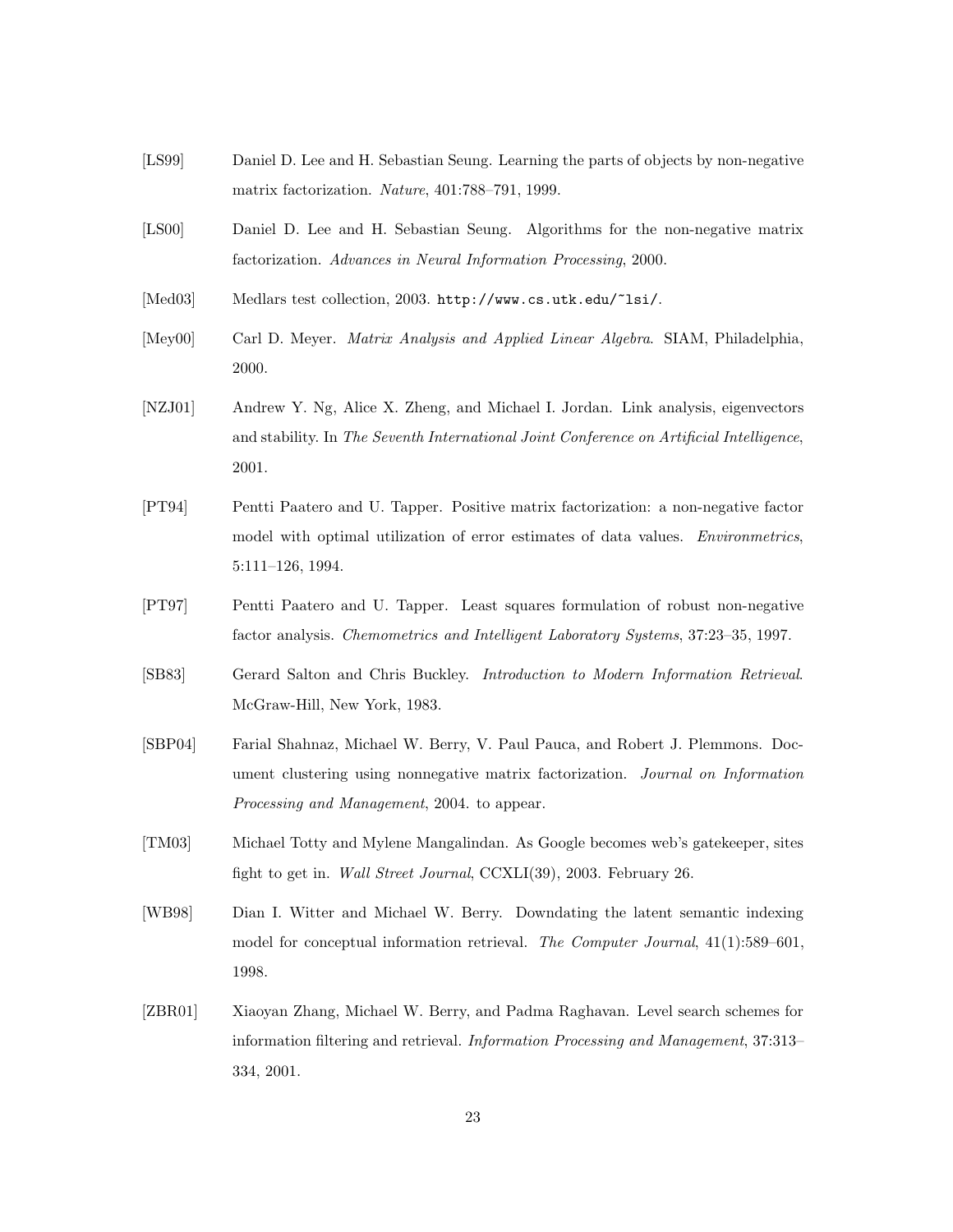[LS99] Daniel D. Lee and H. Sebastian Seung. Learning the parts of objects by non-negative matrix factorization. *Nature*, 401:788–791, 1999.

[LS00] Daniel D. Lee and H. Sebastian Seung. Algorithms for the non-negative matrix factorization. *Advances in Neural Information Processing*, 2000.

[Med03] Medlars test collection, 2003. `http://www.cs.utk.edu/~lsi/`.

[Mey00] Carl D. Meyer. *Matrix Analysis and Applied Linear Algebra*. SIAM, Philadelphia, 2000.

[NZJ01] Andrew Y. Ng, Alice X. Zheng, and Michael I. Jordan. Link analysis, eigenvectors and stability. In *The Seventh International Joint Conference on Artificial Intelligence*, 2001.

[PT94] Pentti Paatero and U. Tapper. Positive matrix factorization: a non-negative factor model with optimal utilization of error estimates of data values. *Environmetrics*, 5:111–126, 1994.

[PT97] Pentti Paatero and U. Tapper. Least squares formulation of robust non-negative factor analysis. *Chemometrics and Intelligent Laboratory Systems*, 37:23–35, 1997.

[SB83] Gerard Salton and Chris Buckley. *Introduction to Modern Information Retrieval*. McGraw-Hill, New York, 1983.

[SBP04] Farial Shahnaz, Michael W. Berry, V. Paul Pauca, and Robert J. Plemmons. Document clustering using nonnegative matrix factorization. *Journal on Information Processing and Management*, 2004. to appear.

[TM03] Michael Totty and Mylene Mangalindan. As Google becomes web's gatekeeper, sites fight to get in. *Wall Street Journal*, CCXLI(39), 2003. February 26.

[WB98] Dian I. Witter and Michael W. Berry. Downdating the latent semantic indexing model for conceptual information retrieval. *The Computer Journal*, 41(1):589–601, 1998.

[ZBR01] Xiaoyan Zhang, Michael W. Berry, and Padma Raghavan. Level search schemes for information filtering and retrieval. *Information Processing and Management*, 37:313–334, 2001.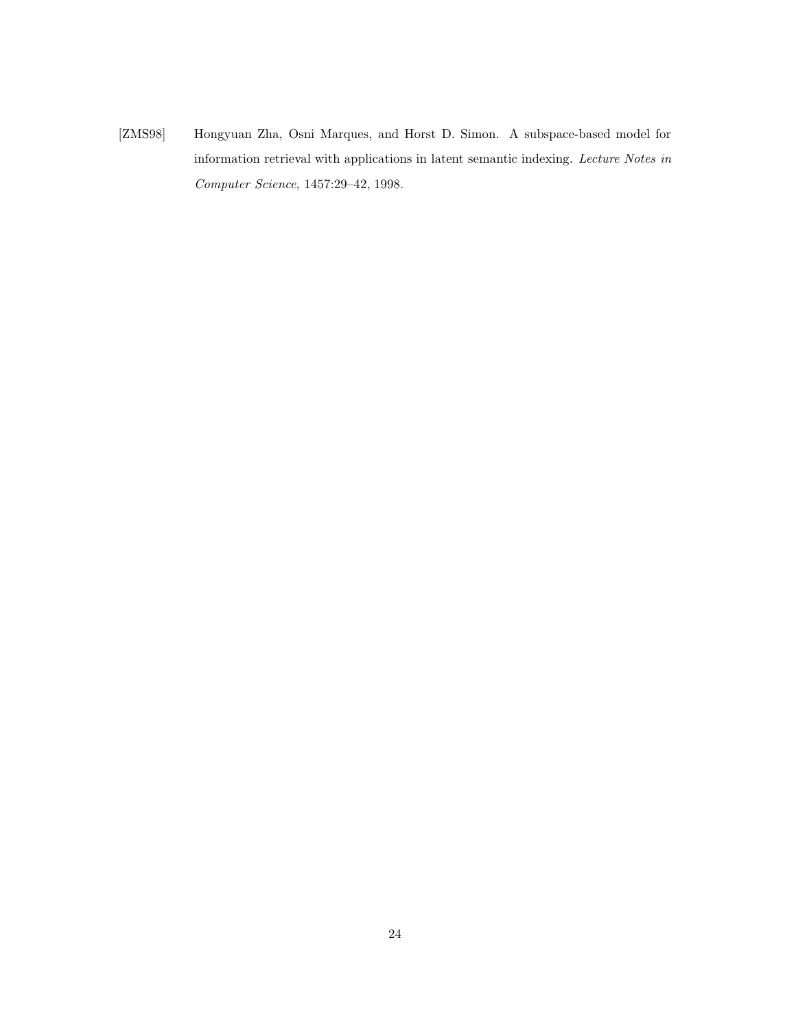[ZMS98] Hongyuan Zha, Osni Marques, and Horst D. Simon. A subspace-based model for information retrieval with applications in latent semantic indexing. *Lecture Notes in Computer Science*, 1457:29–42, 1998.